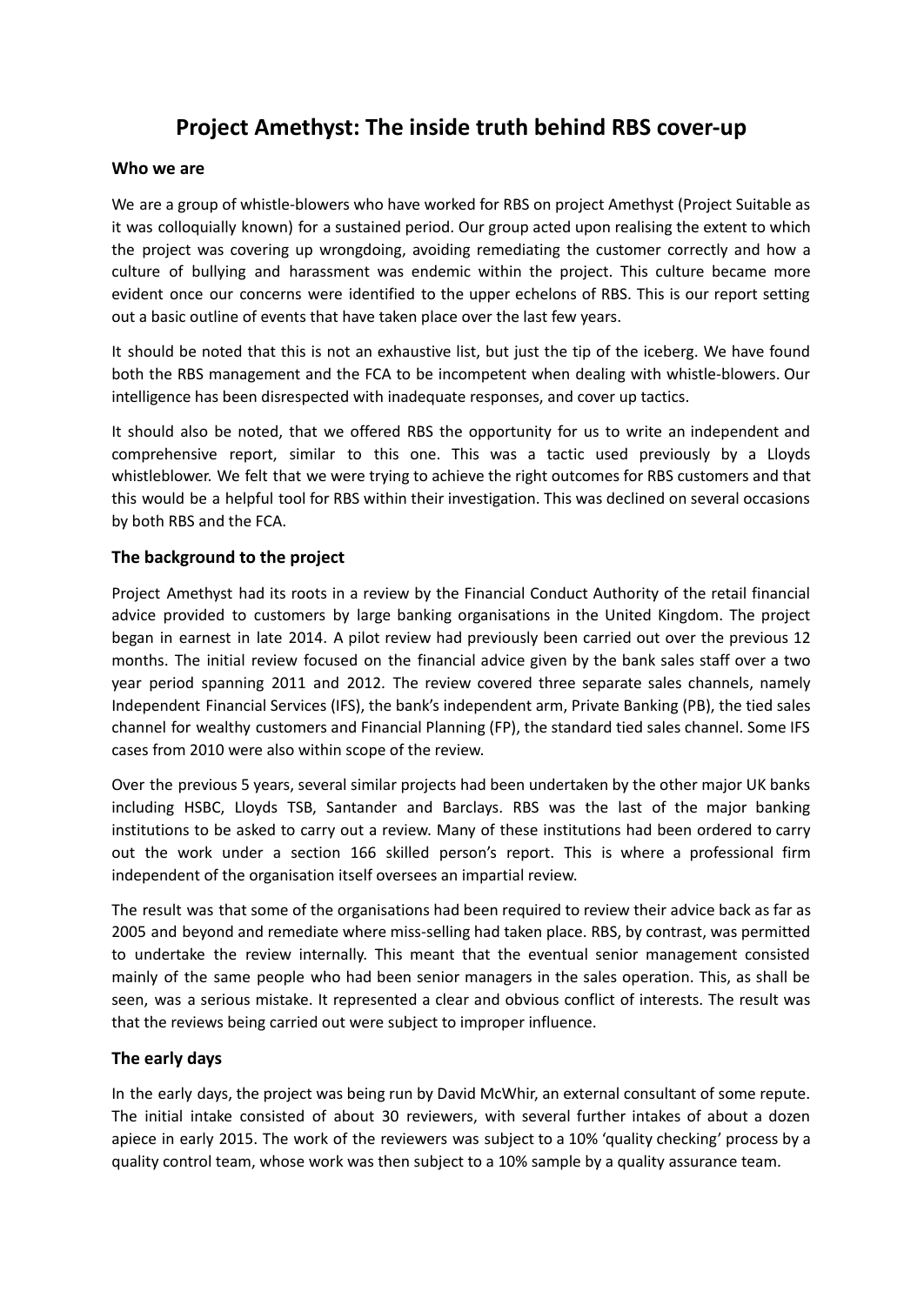# Project Amethyst: The inside truth behind RBS cover-up

### Who we are

We are a group of whistle-blowers who have worked for RBS on project Amethyst (Project Suitable as it was colloquially known) for a sustained period. Our group acted upon realising the extent to which the project was covering up wrongdoing, avoiding remediating the customer correctly and how a culture of bullying and harassment was endemic within the project. This culture became more evident once our concerns were identified to the upper echelons of RBS. This is our report setting out a basic outline of events that have taken place over the last few years.

It should be noted that this is not an exhaustive list, but just the tip of the iceberg. We have found both the RBS management and the FCA to be incompetent when dealing with whistle-blowers. Our intelligence has been disrespected with inadequate responses, and cover up tactics.

It should also be noted, that we offered RBS the opportunity for us to write an independent and comprehensive report, similar to this one. This was a tactic used previously by a Lloyds whistleblower. We felt that we were trying to achieve the right outcomes for RBS customers and that this would be a helpful tool for RBS within their investigation. This was declined on several occasions by both RBS and the FCA.

### The background to the project

Project Amethyst had its roots in a review by the Financial Conduct Authority of the retail financial advice provided to customers by large banking organisations in the United Kingdom. The project began in earnest in late 2014. A pilot review had previously been carried out over the previous 12 months. The initial review focused on the financial advice given by the bank sales staff over a two year period spanning 2011 and 2012. The review covered three separate sales channels, namely Independent Financial Services (IFS), the bank's independent arm, Private Banking (PB), the tied sales channel for wealthy customers and Financial Planning (FP), the standard tied sales channel. Some IFS cases from 2010 were also within scope of the review.

Over the previous 5 years, several similar projects had been undertaken by the other major UK banks including HSBC, Lloyds TSB, Santander and Barclays. RBS was the last of the major banking institutions to be asked to carry out a review. Many of these institutions had been ordered to carry out the work under a section 166 skilled person's report. This is where a professional firm independent of the organisation itself oversees an impartial review.

The result was that some of the organisations had been required to review their advice back as far as 2005 and beyond and remediate where miss-selling had taken place. RBS, by contrast, was permitted to undertake the review internally. This meant that the eventual senior management consisted mainly of the same people who had been senior managers in the sales operation. This, as shall be seen, was a serious mistake. It represented a clear and obvious conflict of interests. The result was that the reviews being carried out were subject to improper influence.

### The early days

In the early days, the project was being run by David McWhir, an external consultant of some repute. The initial intake consisted of about 30 reviewers, with several further intakes of about a dozen apiece in early 2015. The work of the reviewers was subject to a 10% 'quality checking' process by a quality control team, whose work was then subject to a 10% sample by a quality assurance team.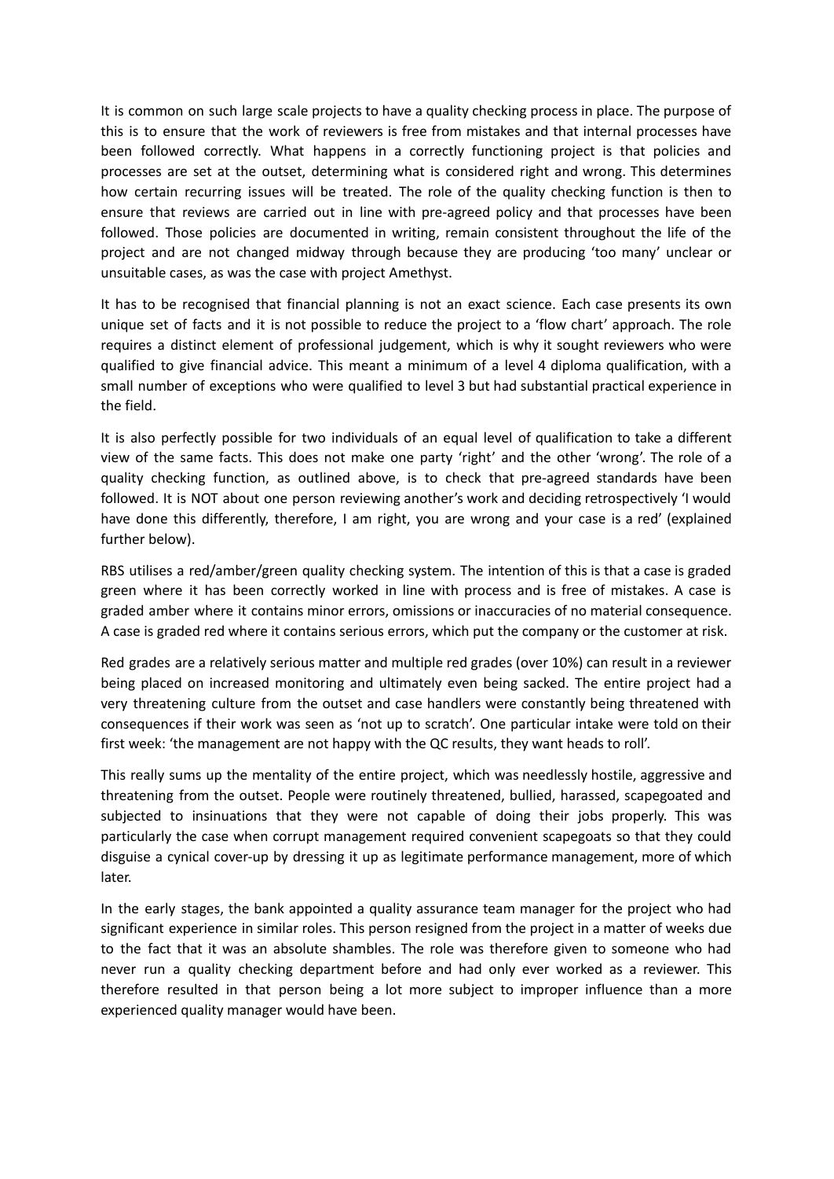It is common on such large scale projects to have a quality checking process in place. The purpose of this is to ensure that the work of reviewers is free from mistakes and that internal processes have been followed correctly. What happens in a correctly functioning project is that policies and processes are set at the outset, determining what is considered right and wrong. This determines how certain recurring issues will be treated. The role of the quality checking function is then to ensure that reviews are carried out in line with pre-agreed policy and that processes have been followed. Those policies are documented in writing, remain consistent throughout the life of the project and are not changed midway through because they are producing 'too many' unclear or unsuitable cases, as was the case with project Amethyst.

It has to be recognised that financial planning is not an exact science. Each case presents its own unique set of facts and it is not possible to reduce the project to a 'flow chart' approach. The role requires a distinct element of professional judgement, which is why it sought reviewers who were qualified to give financial advice. This meant a minimum of a level 4 diploma qualification, with a small number of exceptions who were qualified to level 3 but had substantial practical experience in the field.

It is also perfectly possible for two individuals of an equal level of qualification to take a different view of the same facts. This does not make one party 'right' and the other 'wrong'. The role of a quality checking function, as outlined above, is to check that pre-agreed standards have been followed. It is NOT about one person reviewing another's work and deciding retrospectively 'I would have done this differently, therefore, I am right, you are wrong and your case is a red' (explained further below).

RBS utilises a red/amber/green quality checking system. The intention of this is that a case is graded green where it has been correctly worked in line with process and is free of mistakes. A case is graded amber where it contains minor errors, omissions or inaccuracies of no material consequence. A case is graded red where it contains serious errors, which put the company or the customer at risk.

Red grades are a relatively serious matter and multiple red grades (over 10%) can result in a reviewer being placed on increased monitoring and ultimately even being sacked. The entire project had a very threatening culture from the outset and case handlers were constantly being threatened with consequences if their work was seen as 'not up to scratch'. One particular intake were told on their first week: 'the management are not happy with the QC results, they want heads to roll'.

This really sums up the mentality of the entire project, which was needlessly hostile, aggressive and threatening from the outset. People were routinely threatened, bullied, harassed, scapegoated and subjected to insinuations that they were not capable of doing their jobs properly. This was particularly the case when corrupt management required convenient scapegoats so that they could disguise a cynical cover-up by dressing it up as legitimate performance management, more of which later.

In the early stages, the bank appointed a quality assurance team manager for the project who had significant experience in similar roles. This person resigned from the project in a matter of weeks due to the fact that it was an absolute shambles. The role was therefore given to someone who had never run a quality checking department before and had only ever worked as a reviewer. This therefore resulted in that person being a lot more subject to improper influence than a more experienced quality manager would have been.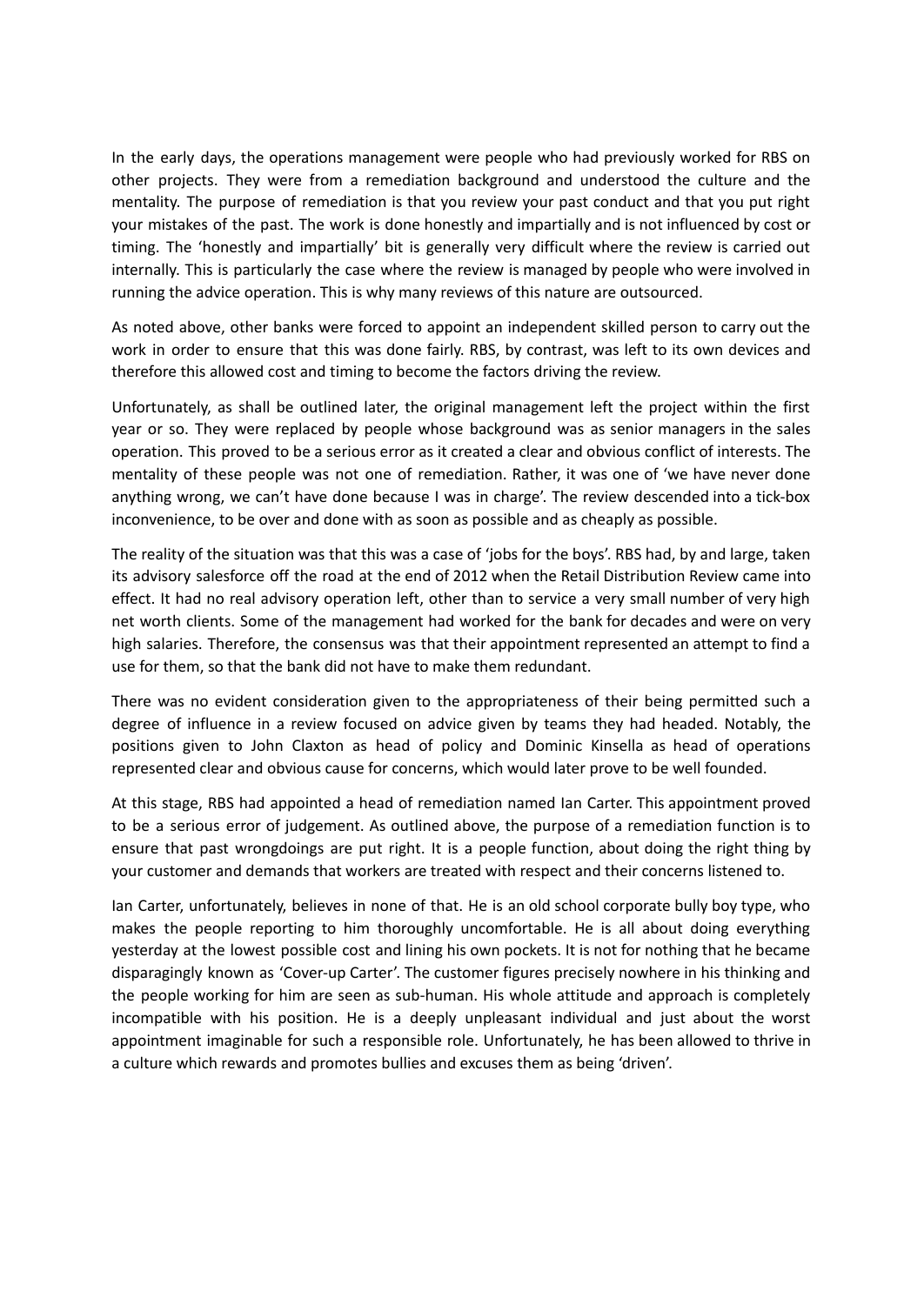In the early days, the operations management were people who had previously worked for RBS on other projects. They were from a remediation background and understood the culture and the mentality. The purpose of remediation is that you review your past conduct and that you put right your mistakes of the past. The work is done honestly and impartially and is not influenced by cost or timing. The 'honestly and impartially' bit is generally very difficult where the review is carried out internally. This is particularly the case where the review is managed by people who were involved in running the advice operation. This is why many reviews of this nature are outsourced.

As noted above, other banks were forced to appoint an independent skilled person to carry out the work in order to ensure that this was done fairly. RBS, by contrast, was left to its own devices and therefore this allowed cost and timing to become the factors driving the review.

Unfortunately, as shall be outlined later, the original management left the project within the first year or so. They were replaced by people whose background was as senior managers in the sales operation. This proved to be a serious error as it created a clear and obvious conflict of interests. The mentality of these people was not one of remediation. Rather, it was one of 'we have never done anything wrong, we can't have done because I was in charge'. The review descended into a tick-box inconvenience, to be over and done with as soon as possible and as cheaply as possible.

The reality of the situation was that this was a case of 'jobs for the boys'. RBS had, by and large, taken its advisory salesforce off the road at the end of 2012 when the Retail Distribution Review came into effect. It had no real advisory operation left, other than to service a very small number of very high net worth clients. Some of the management had worked for the bank for decades and were on very high salaries. Therefore, the consensus was that their appointment represented an attempt to find a use for them, so that the bank did not have to make them redundant.

There was no evident consideration given to the appropriateness of their being permitted such a degree of influence in a review focused on advice given by teams they had headed. Notably, the positions given to John Claxton as head of policy and Dominic Kinsella as head of operations represented clear and obvious cause for concerns, which would later prove to be well founded.

At this stage, RBS had appointed a head of remediation named Ian Carter. This appointment proved to be a serious error of judgement. As outlined above, the purpose of a remediation function is to ensure that past wrongdoings are put right. It is a people function, about doing the right thing by your customer and demands that workers are treated with respect and their concerns listened to.

Ian Carter, unfortunately, believes in none of that. He is an old school corporate bully boy type, who makes the people reporting to him thoroughly uncomfortable. He is all about doing everything yesterday at the lowest possible cost and lining his own pockets. It is not for nothing that he became disparagingly known as 'Cover-up Carter'. The customer figures precisely nowhere in his thinking and the people working for him are seen as sub-human. His whole attitude and approach is completely incompatible with his position. He is a deeply unpleasant individual and just about the worst appointment imaginable for such a responsible role. Unfortunately, he has been allowed to thrive in a culture which rewards and promotes bullies and excuses them as being 'driven'.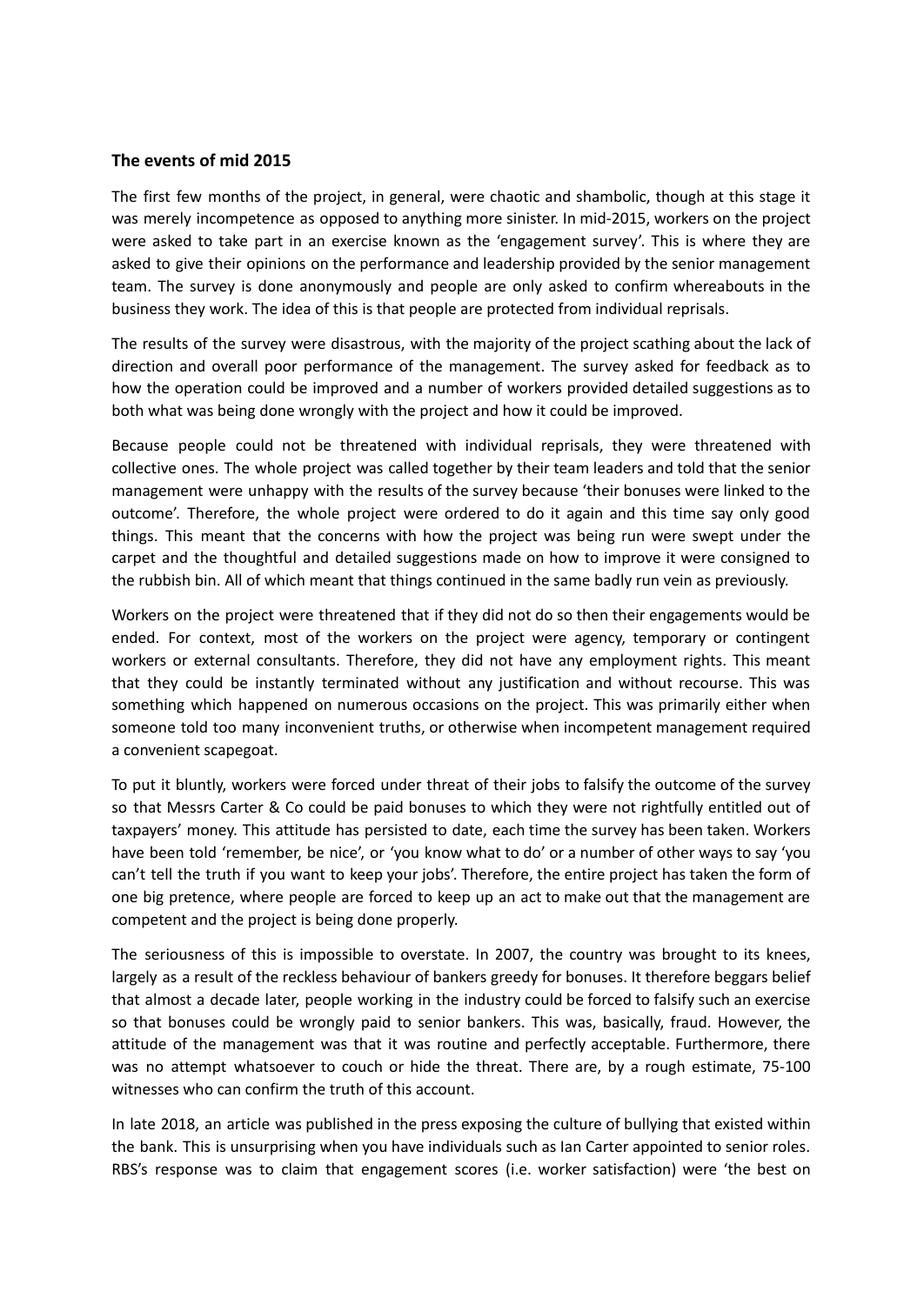## The events of mid 2015

The first few months of the project, in general, were chaotic and shambolic, though at this stage it was merely incompetence as opposed to anything more sinister. In mid-2015, workers on the project were asked to take part in an exercise known as the 'engagement survey'. This is where they are asked to give their opinions on the performance and leadership provided by the senior management team. The survey is done anonymously and people are only asked to confirm whereabouts in the business they work. The idea of this is that people are protected from individual reprisals.

The results of the survey were disastrous, with the majority of the project scathing about the lack of direction and overall poor performance of the management. The survey asked for feedback as to how the operation could be improved and a number of workers provided detailed suggestions as to both what was being done wrongly with the project and how it could be improved.

Because people could not be threatened with individual reprisals, they were threatened with collective ones. The whole project was called together by their team leaders and told that the senior management were unhappy with the results of the survey because 'their bonuses were linked to the outcome'. Therefore, the whole project were ordered to do it again and this time say only good things. This meant that the concerns with how the project was being run were swept under the carpet and the thoughtful and detailed suggestions made on how to improve it were consigned to the rubbish bin. All of which meant that things continued in the same badly run vein as previously.

Workers on the project were threatened that if they did not do so then their engagements would be ended. For context, most of the workers on the project were agency, temporary or contingent workers or external consultants. Therefore, they did not have any employment rights. This meant that they could be instantly terminated without any justification and without recourse. This was something which happened on numerous occasions on the project. This was primarily either when someone told too many inconvenient truths, or otherwise when incompetent management required a convenient scapegoat.

To put it bluntly, workers were forced under threat of their jobs to falsify the outcome of the survey so that Messrs Carter & Co could be paid bonuses to which they were not rightfully entitled out of taxpayers' money. This attitude has persisted to date, each time the survey has been taken. Workers have been told 'remember, be nice', or 'you know what to do' or a number of other ways to say 'you can't tell the truth if you want to keep your jobs'. Therefore, the entire project has taken the form of one big pretence, where people are forced to keep up an act to make out that the management are competent and the project is being done properly.

The seriousness of this is impossible to overstate. In 2007, the country was brought to its knees, largely as a result of the reckless behaviour of bankers greedy for bonuses. It therefore beggars belief that almost a decade later, people working in the industry could be forced to falsify such an exercise so that bonuses could be wrongly paid to senior bankers. This was, basically, fraud. However, the attitude of the management was that it was routine and perfectly acceptable. Furthermore, there was no attempt whatsoever to couch or hide the threat. There are, by a rough estimate, 75-100 witnesses who can confirm the truth of this account.

In late 2018, an article was published in the press exposing the culture of bullying that existed within the bank. This is unsurprising when you have individuals such as Ian Carter appointed to senior roles. RBS's response was to claim that engagement scores (i.e. worker satisfaction) were 'the best on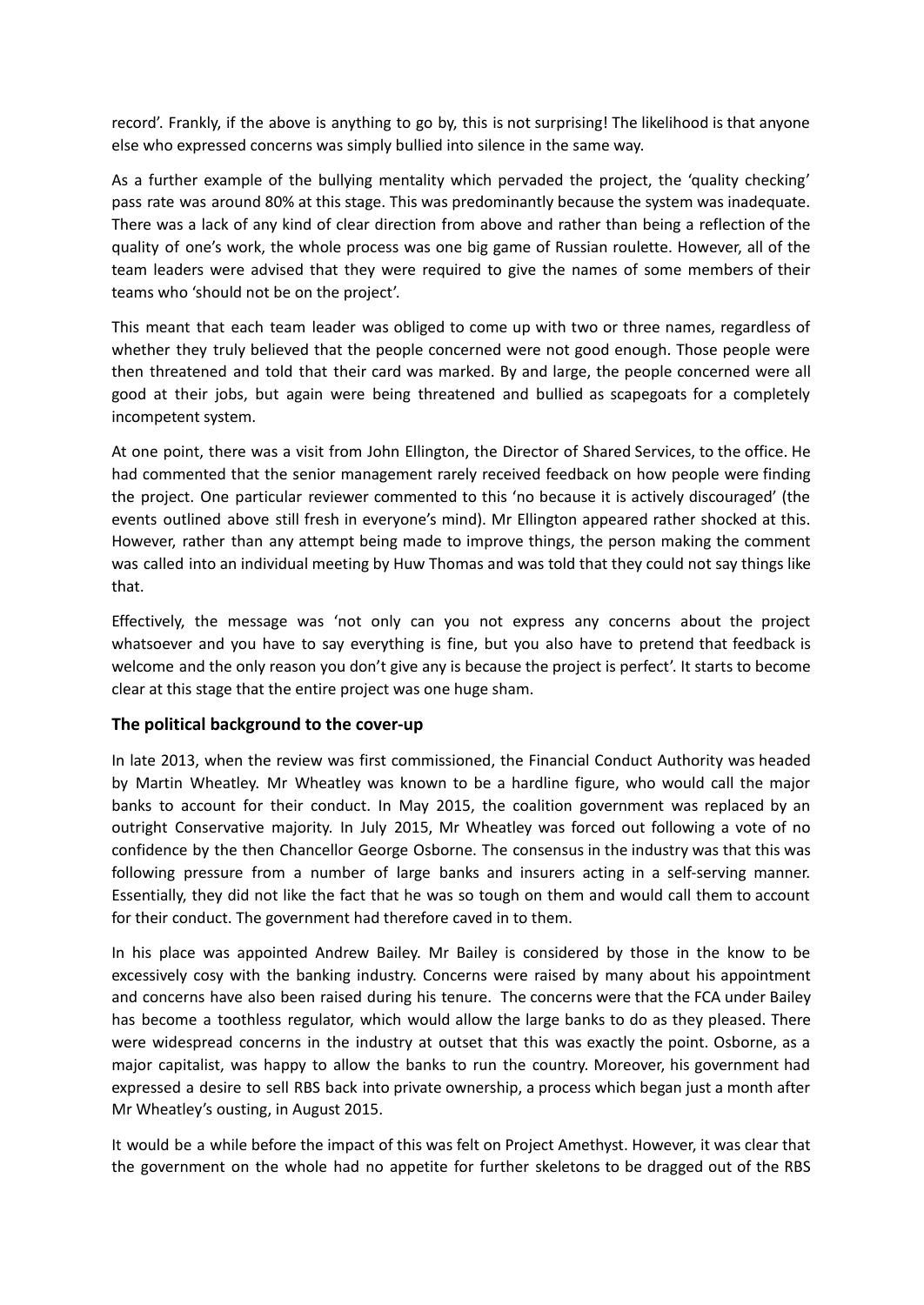record'. Frankly, if the above is anything to go by, this is not surprising! The likelihood is that anyone else who expressed concerns was simply bullied into silence in the same way.

As a further example of the bullying mentality which pervaded the project, the 'quality checking' pass rate was around 80% at this stage. This was predominantly because the system was inadequate. There was a lack of any kind of clear direction from above and rather than being a reflection of the quality of one's work, the whole process was one big game of Russian roulette. However, all of the team leaders were advised that they were required to give the names of some members of their teams who 'should not be on the project'.

This meant that each team leader was obliged to come up with two or three names, regardless of whether they truly believed that the people concerned were not good enough. Those people were then threatened and told that their card was marked. By and large, the people concerned were all good at their jobs, but again were being threatened and bullied as scapegoats for a completely incompetent system.

At one point, there was a visit from John Ellington, the Director of Shared Services, to the office. He had commented that the senior management rarely received feedback on how people were finding the project. One particular reviewer commented to this 'no because it is actively discouraged' (the events outlined above still fresh in everyone's mind). Mr Ellington appeared rather shocked at this. However, rather than any attempt being made to improve things, the person making the comment was called into an individual meeting by Huw Thomas and was told that they could not say things like that.

Effectively, the message was 'not only can you not express any concerns about the project whatsoever and you have to say everything is fine, but you also have to pretend that feedback is welcome and the only reason you don't give any is because the project is perfect'. It starts to become clear at this stage that the entire project was one huge sham.

### The political background to the cover-up

In late 2013, when the review was first commissioned, the Financial Conduct Authority was headed by Martin Wheatley. Mr Wheatley was known to be a hardline figure, who would call the major banks to account for their conduct. In May 2015, the coalition government was replaced by an outright Conservative majority. In July 2015, Mr Wheatley was forced out following a vote of no confidence by the then Chancellor George Osborne. The consensus in the industry was that this was following pressure from a number of large banks and insurers acting in a self-serving manner. Essentially, they did not like the fact that he was so tough on them and would call them to account for their conduct. The government had therefore caved in to them.

In his place was appointed Andrew Bailey. Mr Bailey is considered by those in the know to be excessively cosy with the banking industry. Concerns were raised by many about his appointment and concerns have also been raised during his tenure. The concerns were that the FCA under Bailey has become a toothless regulator, which would allow the large banks to do as they pleased. There were widespread concerns in the industry at outset that this was exactly the point. Osborne, as a major capitalist, was happy to allow the banks to run the country. Moreover, his government had expressed a desire to sell RBS back into private ownership, a process which began just a month after Mr Wheatley's ousting, in August 2015.

It would be a while before the impact of this was felt on Project Amethyst. However, it was clear that the government on the whole had no appetite for further skeletons to be dragged out of the RBS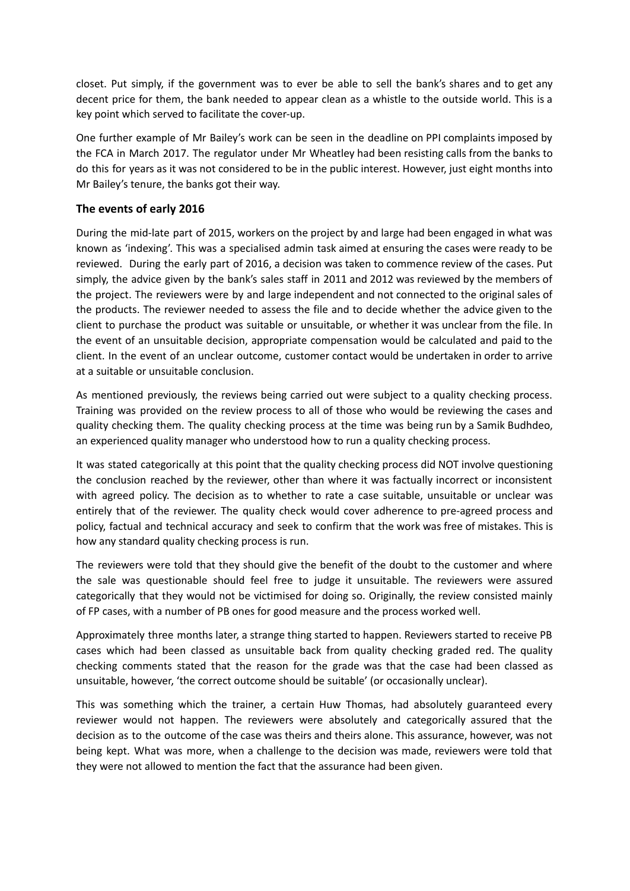closet. Put simply, if the government was to ever be able to sell the bank's shares and to get any decent price for them, the bank needed to appear clean as a whistle to the outside world. This is a key point which served to facilitate the cover-up.

One further example of Mr Bailey's work can be seen in the deadline on PPI complaints imposed by the FCA in March 2017. The regulator under Mr Wheatley had been resisting calls from the banks to do this for years as it was not considered to be in the public interest. However, just eight months into Mr Bailey's tenure, the banks got their way.

## The events of early 2016

During the mid-late part of 2015, workers on the project by and large had been engaged in what was known as 'indexing'. This was a specialised admin task aimed at ensuring the cases were ready to be reviewed. During the early part of 2016, a decision was taken to commence review of the cases. Put simply, the advice given by the bank's sales staff in 2011 and 2012 was reviewed by the members of the project. The reviewers were by and large independent and not connected to the original sales of the products. The reviewer needed to assess the file and to decide whether the advice given to the client to purchase the product was suitable or unsuitable, or whether it was unclear from the file. In the event of an unsuitable decision, appropriate compensation would be calculated and paid to the client. In the event of an unclear outcome, customer contact would be undertaken in order to arrive at a suitable or unsuitable conclusion.

As mentioned previously, the reviews being carried out were subject to a quality checking process. Training was provided on the review process to all of those who would be reviewing the cases and quality checking them. The quality checking process at the time was being run by a Samik Budhdeo, an experienced quality manager who understood how to run a quality checking process.

It was stated categorically at this point that the quality checking process did NOT involve questioning the conclusion reached by the reviewer, other than where it was factually incorrect or inconsistent with agreed policy. The decision as to whether to rate a case suitable, unsuitable or unclear was entirely that of the reviewer. The quality check would cover adherence to pre-agreed process and policy, factual and technical accuracy and seek to confirm that the work was free of mistakes. This is how any standard quality checking process is run.

The reviewers were told that they should give the benefit of the doubt to the customer and where the sale was questionable should feel free to judge it unsuitable. The reviewers were assured categorically that they would not be victimised for doing so. Originally, the review consisted mainly of FP cases, with a number of PB ones for good measure and the process worked well.

Approximately three months later, a strange thing started to happen. Reviewers started to receive PB cases which had been classed as unsuitable back from quality checking graded red. The quality checking comments stated that the reason for the grade was that the case had been classed as unsuitable, however, 'the correct outcome should be suitable' (or occasionally unclear).

This was something which the trainer, a certain Huw Thomas, had absolutely guaranteed every reviewer would not happen. The reviewers were absolutely and categorically assured that the decision as to the outcome of the case was theirs and theirs alone. This assurance, however, was not being kept. What was more, when a challenge to the decision was made, reviewers were told that they were not allowed to mention the fact that the assurance had been given.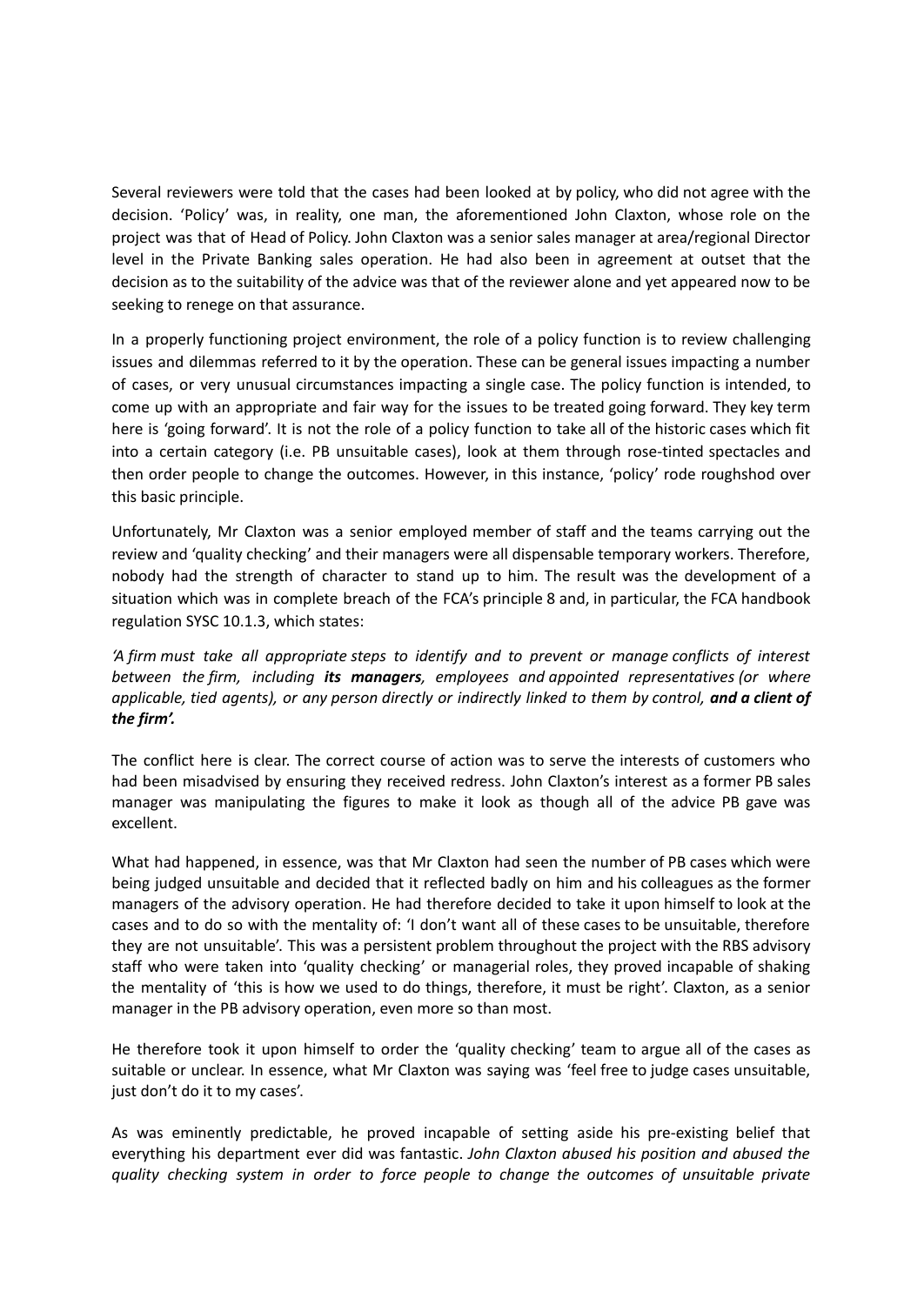Several reviewers were told that the cases had been looked at by policy, who did not agree with the decision. 'Policy' was, in reality, one man, the aforementioned John Claxton, whose role on the project was that of Head of Policy. John Claxton was a senior sales manager at area/regional Director level in the Private Banking sales operation. He had also been in agreement at outset that the decision as to the suitability of the advice was that of the reviewer alone and yet appeared now to be seeking to renege on that assurance.

In a properly functioning project environment, the role of a policy function is to review challenging issues and dilemmas referred to it by the operation. These can be general issues impacting a number of cases, or very unusual circumstances impacting a single case. The policy function is intended, to come up with an appropriate and fair way for the issues to be treated going forward. They key term here is 'going forward'. It is not the role of a policy function to take all of the historic cases which fit into a certain category (i.e. PB unsuitable cases), look at them through rose-tinted spectacles and then order people to change the outcomes. However, in this instance, 'policy' rode roughshod over this basic principle.

Unfortunately, Mr Claxton was a senior employed member of staff and the teams carrying out the review and 'quality checking' and their managers were all dispensable temporary workers. Therefore, nobody had the strength of character to stand up to him. The result was the development of a situation which was in complete breach of the FCA's principle 8 and, in particular, the FCA handbook regulation SYSC 10.1.3, which states:

*'A firm must take all appropriate steps to identify and to prevent or manage conflicts of interest between the firm, including **its managers**, employees and appointed representatives (or where applicable, tied agents), or any person directly or indirectly linked to them by control, **and a client of the firm'.***

The conflict here is clear. The correct course of action was to serve the interests of customers who had been misadvised by ensuring they received redress. John Claxton's interest as a former PB sales manager was manipulating the figures to make it look as though all of the advice PB gave was excellent.

What had happened, in essence, was that Mr Claxton had seen the number of PB cases which were being judged unsuitable and decided that it reflected badly on him and his colleagues as the former managers of the advisory operation. He had therefore decided to take it upon himself to look at the cases and to do so with the mentality of: 'I don't want all of these cases to be unsuitable, therefore they are not unsuitable'. This was a persistent problem throughout the project with the RBS advisory staff who were taken into 'quality checking' or managerial roles, they proved incapable of shaking the mentality of 'this is how we used to do things, therefore, it must be right'. Claxton, as a senior manager in the PB advisory operation, even more so than most.

He therefore took it upon himself to order the 'quality checking' team to argue all of the cases as suitable or unclear. In essence, what Mr Claxton was saying was 'feel free to judge cases unsuitable, just don't do it to my cases'.

As was eminently predictable, he proved incapable of setting aside his pre-existing belief that everything his department ever did was fantastic. *John Claxton abused his position and abused the quality checking system in order to force people to change the outcomes of unsuitable private*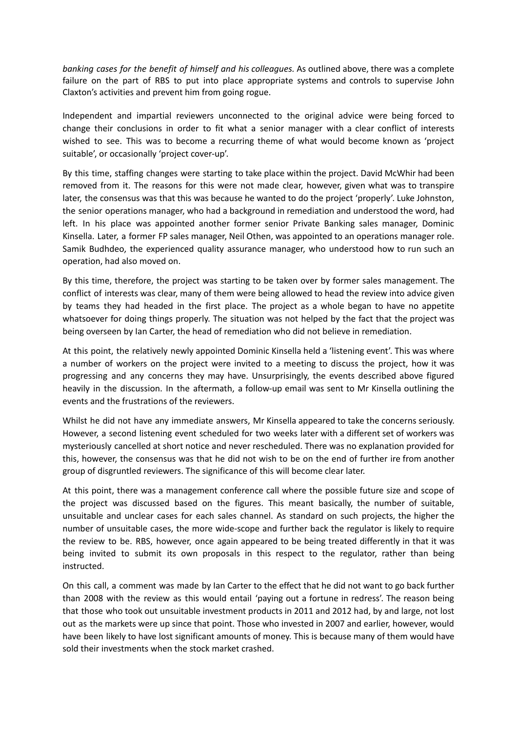*banking cases for the benefit of himself and his colleagues*. As outlined above, there was a complete failure on the part of RBS to put into place appropriate systems and controls to supervise John Claxton's activities and prevent him from going rogue.

Independent and impartial reviewers unconnected to the original advice were being forced to change their conclusions in order to fit what a senior manager with a clear conflict of interests wished to see. This was to become a recurring theme of what would become known as 'project suitable', or occasionally 'project cover-up'.

By this time, staffing changes were starting to take place within the project. David McWhir had been removed from it. The reasons for this were not made clear, however, given what was to transpire later, the consensus was that this was because he wanted to do the project 'properly'. Luke Johnston, the senior operations manager, who had a background in remediation and understood the word, had left. In his place was appointed another former senior Private Banking sales manager, Dominic Kinsella. Later, a former FP sales manager, Neil Othen, was appointed to an operations manager role. Samik Budhdeo, the experienced quality assurance manager, who understood how to run such an operation, had also moved on.

By this time, therefore, the project was starting to be taken over by former sales management. The conflict of interests was clear, many of them were being allowed to head the review into advice given by teams they had headed in the first place. The project as a whole began to have no appetite whatsoever for doing things properly. The situation was not helped by the fact that the project was being overseen by Ian Carter, the head of remediation who did not believe in remediation.

At this point, the relatively newly appointed Dominic Kinsella held a 'listening event'. This was where a number of workers on the project were invited to a meeting to discuss the project, how it was progressing and any concerns they may have. Unsurprisingly, the events described above figured heavily in the discussion. In the aftermath, a follow-up email was sent to Mr Kinsella outlining the events and the frustrations of the reviewers.

Whilst he did not have any immediate answers, Mr Kinsella appeared to take the concerns seriously. However, a second listening event scheduled for two weeks later with a different set of workers was mysteriously cancelled at short notice and never rescheduled. There was no explanation provided for this, however, the consensus was that he did not wish to be on the end of further ire from another group of disgruntled reviewers. The significance of this will become clear later.

At this point, there was a management conference call where the possible future size and scope of the project was discussed based on the figures. This meant basically, the number of suitable, unsuitable and unclear cases for each sales channel. As standard on such projects, the higher the number of unsuitable cases, the more wide-scope and further back the regulator is likely to require the review to be. RBS, however, once again appeared to be being treated differently in that it was being invited to submit its own proposals in this respect to the regulator, rather than being instructed.

On this call, a comment was made by Ian Carter to the effect that he did not want to go back further than 2008 with the review as this would entail 'paying out a fortune in redress'. The reason being that those who took out unsuitable investment products in 2011 and 2012 had, by and large, not lost out as the markets were up since that point. Those who invested in 2007 and earlier, however, would have been likely to have lost significant amounts of money. This is because many of them would have sold their investments when the stock market crashed.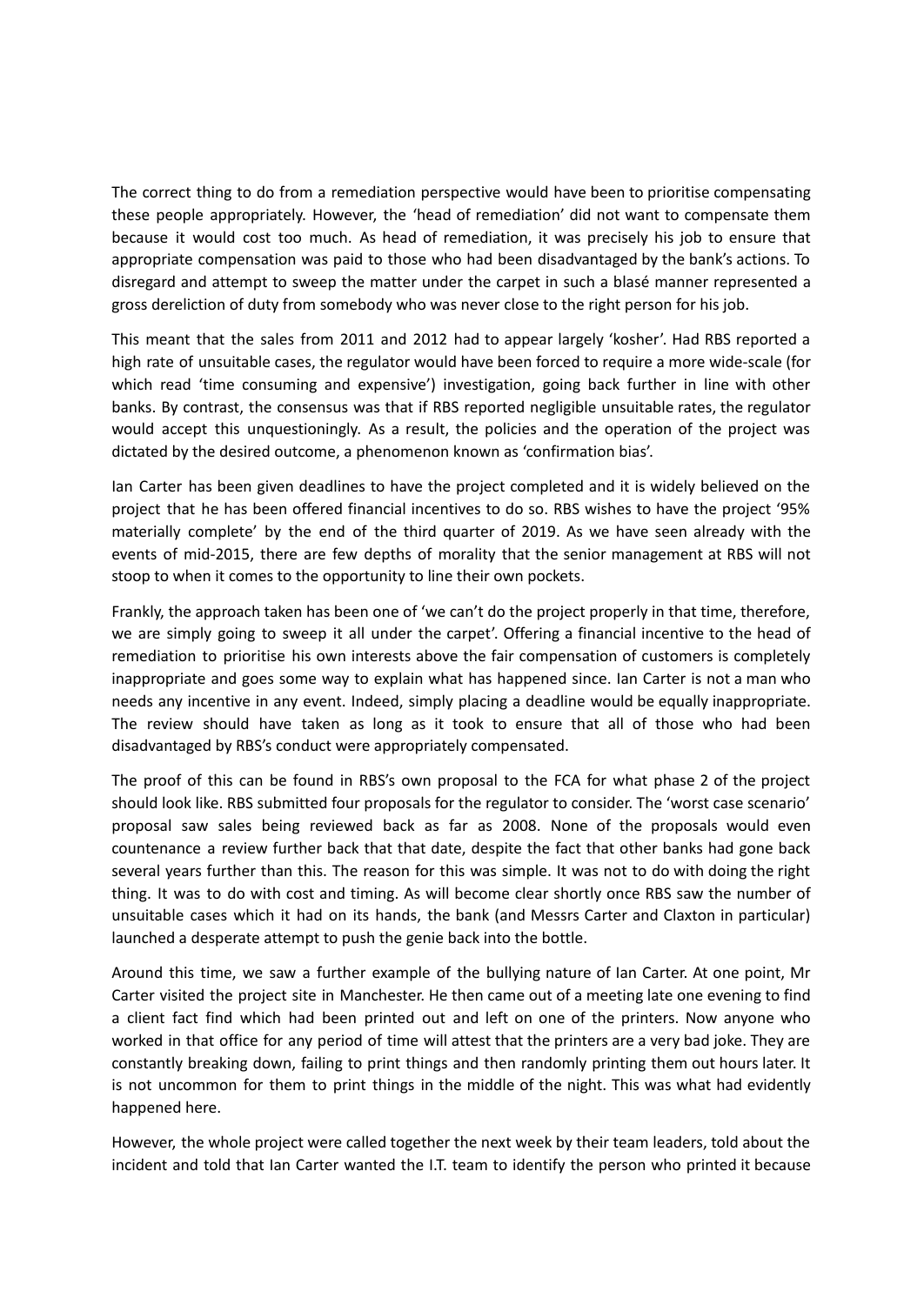The correct thing to do from a remediation perspective would have been to prioritise compensating these people appropriately. However, the 'head of remediation' did not want to compensate them because it would cost too much. As head of remediation, it was precisely his job to ensure that appropriate compensation was paid to those who had been disadvantaged by the bank's actions. To disregard and attempt to sweep the matter under the carpet in such a blasé manner represented a gross dereliction of duty from somebody who was never close to the right person for his job.

This meant that the sales from 2011 and 2012 had to appear largely 'kosher'. Had RBS reported a high rate of unsuitable cases, the regulator would have been forced to require a more wide-scale (for which read 'time consuming and expensive') investigation, going back further in line with other banks. By contrast, the consensus was that if RBS reported negligible unsuitable rates, the regulator would accept this unquestioningly. As a result, the policies and the operation of the project was dictated by the desired outcome, a phenomenon known as 'confirmation bias'.

Ian Carter has been given deadlines to have the project completed and it is widely believed on the project that he has been offered financial incentives to do so. RBS wishes to have the project '95% materially complete' by the end of the third quarter of 2019. As we have seen already with the events of mid-2015, there are few depths of morality that the senior management at RBS will not stoop to when it comes to the opportunity to line their own pockets.

Frankly, the approach taken has been one of 'we can't do the project properly in that time, therefore, we are simply going to sweep it all under the carpet'. Offering a financial incentive to the head of remediation to prioritise his own interests above the fair compensation of customers is completely inappropriate and goes some way to explain what has happened since. Ian Carter is not a man who needs any incentive in any event. Indeed, simply placing a deadline would be equally inappropriate. The review should have taken as long as it took to ensure that all of those who had been disadvantaged by RBS's conduct were appropriately compensated.

The proof of this can be found in RBS's own proposal to the FCA for what phase 2 of the project should look like. RBS submitted four proposals for the regulator to consider. The 'worst case scenario' proposal saw sales being reviewed back as far as 2008. None of the proposals would even countenance a review further back that that date, despite the fact that other banks had gone back several years further than this. The reason for this was simple. It was not to do with doing the right thing. It was to do with cost and timing. As will become clear shortly once RBS saw the number of unsuitable cases which it had on its hands, the bank (and Messrs Carter and Claxton in particular) launched a desperate attempt to push the genie back into the bottle.

Around this time, we saw a further example of the bullying nature of Ian Carter. At one point, Mr Carter visited the project site in Manchester. He then came out of a meeting late one evening to find a client fact find which had been printed out and left on one of the printers. Now anyone who worked in that office for any period of time will attest that the printers are a very bad joke. They are constantly breaking down, failing to print things and then randomly printing them out hours later. It is not uncommon for them to print things in the middle of the night. This was what had evidently happened here.

However, the whole project were called together the next week by their team leaders, told about the incident and told that Ian Carter wanted the I.T. team to identify the person who printed it because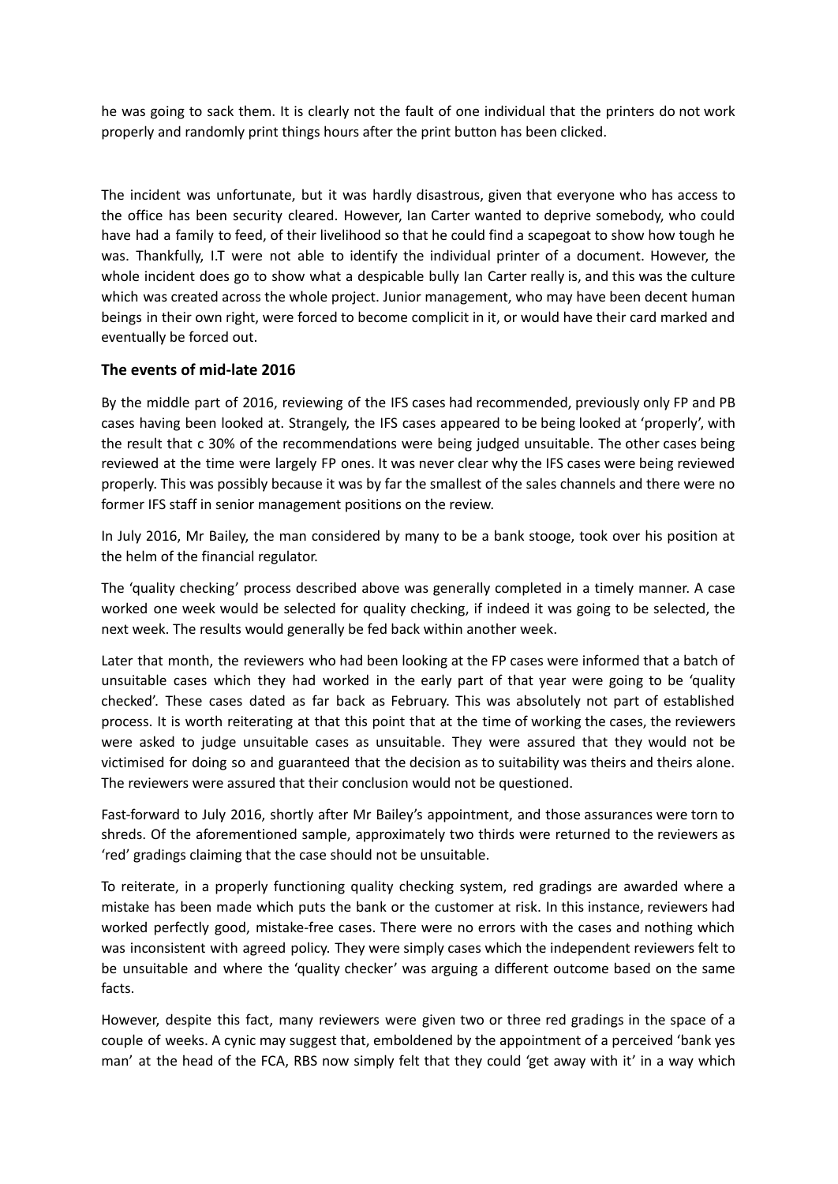he was going to sack them. It is clearly not the fault of one individual that the printers do not work properly and randomly print things hours after the print button has been clicked.

The incident was unfortunate, but it was hardly disastrous, given that everyone who has access to the office has been security cleared. However, Ian Carter wanted to deprive somebody, who could have had a family to feed, of their livelihood so that he could find a scapegoat to show how tough he was. Thankfully, I.T were not able to identify the individual printer of a document. However, the whole incident does go to show what a despicable bully Ian Carter really is, and this was the culture which was created across the whole project. Junior management, who may have been decent human beings in their own right, were forced to become complicit in it, or would have their card marked and eventually be forced out.

### The events of mid-late 2016

By the middle part of 2016, reviewing of the IFS cases had recommended, previously only FP and PB cases having been looked at. Strangely, the IFS cases appeared to be being looked at 'properly', with the result that c 30% of the recommendations were being judged unsuitable. The other cases being reviewed at the time were largely FP ones. It was never clear why the IFS cases were being reviewed properly. This was possibly because it was by far the smallest of the sales channels and there were no former IFS staff in senior management positions on the review.

In July 2016, Mr Bailey, the man considered by many to be a bank stooge, took over his position at the helm of the financial regulator.

The 'quality checking' process described above was generally completed in a timely manner. A case worked one week would be selected for quality checking, if indeed it was going to be selected, the next week. The results would generally be fed back within another week.

Later that month, the reviewers who had been looking at the FP cases were informed that a batch of unsuitable cases which they had worked in the early part of that year were going to be 'quality checked'. These cases dated as far back as February. This was absolutely not part of established process. It is worth reiterating at that this point that at the time of working the cases, the reviewers were asked to judge unsuitable cases as unsuitable. They were assured that they would not be victimised for doing so and guaranteed that the decision as to suitability was theirs and theirs alone. The reviewers were assured that their conclusion would not be questioned.

Fast-forward to July 2016, shortly after Mr Bailey's appointment, and those assurances were torn to shreds. Of the aforementioned sample, approximately two thirds were returned to the reviewers as 'red' gradings claiming that the case should not be unsuitable.

To reiterate, in a properly functioning quality checking system, red gradings are awarded where a mistake has been made which puts the bank or the customer at risk. In this instance, reviewers had worked perfectly good, mistake-free cases. There were no errors with the cases and nothing which was inconsistent with agreed policy. They were simply cases which the independent reviewers felt to be unsuitable and where the 'quality checker' was arguing a different outcome based on the same facts.

However, despite this fact, many reviewers were given two or three red gradings in the space of a couple of weeks. A cynic may suggest that, emboldened by the appointment of a perceived 'bank yes man' at the head of the FCA, RBS now simply felt that they could 'get away with it' in a way which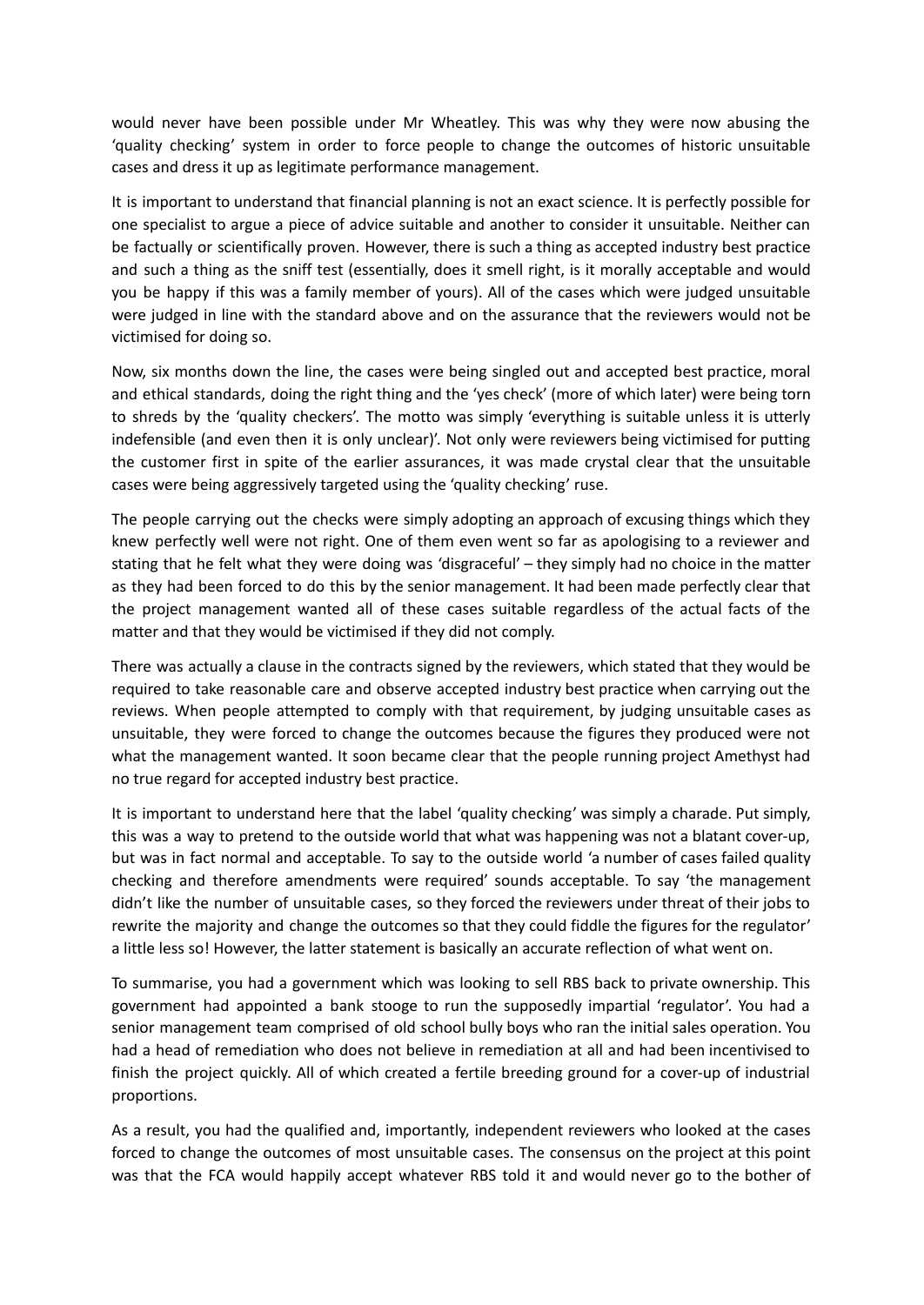would never have been possible under Mr Wheatley. This was why they were now abusing the 'quality checking' system in order to force people to change the outcomes of historic unsuitable cases and dress it up as legitimate performance management.

It is important to understand that financial planning is not an exact science. It is perfectly possible for one specialist to argue a piece of advice suitable and another to consider it unsuitable. Neither can be factually or scientifically proven. However, there is such a thing as accepted industry best practice and such a thing as the sniff test (essentially, does it smell right, is it morally acceptable and would you be happy if this was a family member of yours). All of the cases which were judged unsuitable were judged in line with the standard above and on the assurance that the reviewers would not be victimised for doing so.

Now, six months down the line, the cases were being singled out and accepted best practice, moral and ethical standards, doing the right thing and the 'yes check' (more of which later) were being torn to shreds by the 'quality checkers'. The motto was simply 'everything is suitable unless it is utterly indefensible (and even then it is only unclear)'. Not only were reviewers being victimised for putting the customer first in spite of the earlier assurances, it was made crystal clear that the unsuitable cases were being aggressively targeted using the 'quality checking' ruse.

The people carrying out the checks were simply adopting an approach of excusing things which they knew perfectly well were not right. One of them even went so far as apologising to a reviewer and stating that he felt what they were doing was 'disgraceful' – they simply had no choice in the matter as they had been forced to do this by the senior management. It had been made perfectly clear that the project management wanted all of these cases suitable regardless of the actual facts of the matter and that they would be victimised if they did not comply.

There was actually a clause in the contracts signed by the reviewers, which stated that they would be required to take reasonable care and observe accepted industry best practice when carrying out the reviews. When people attempted to comply with that requirement, by judging unsuitable cases as unsuitable, they were forced to change the outcomes because the figures they produced were not what the management wanted. It soon became clear that the people running project Amethyst had no true regard for accepted industry best practice.

It is important to understand here that the label 'quality checking' was simply a charade. Put simply, this was a way to pretend to the outside world that what was happening was not a blatant cover-up, but was in fact normal and acceptable. To say to the outside world 'a number of cases failed quality checking and therefore amendments were required' sounds acceptable. To say 'the management didn't like the number of unsuitable cases, so they forced the reviewers under threat of their jobs to rewrite the majority and change the outcomes so that they could fiddle the figures for the regulator' a little less so! However, the latter statement is basically an accurate reflection of what went on.

To summarise, you had a government which was looking to sell RBS back to private ownership. This government had appointed a bank stooge to run the supposedly impartial 'regulator'. You had a senior management team comprised of old school bully boys who ran the initial sales operation. You had a head of remediation who does not believe in remediation at all and had been incentivised to finish the project quickly. All of which created a fertile breeding ground for a cover-up of industrial proportions.

As a result, you had the qualified and, importantly, independent reviewers who looked at the cases forced to change the outcomes of most unsuitable cases. The consensus on the project at this point was that the FCA would happily accept whatever RBS told it and would never go to the bother of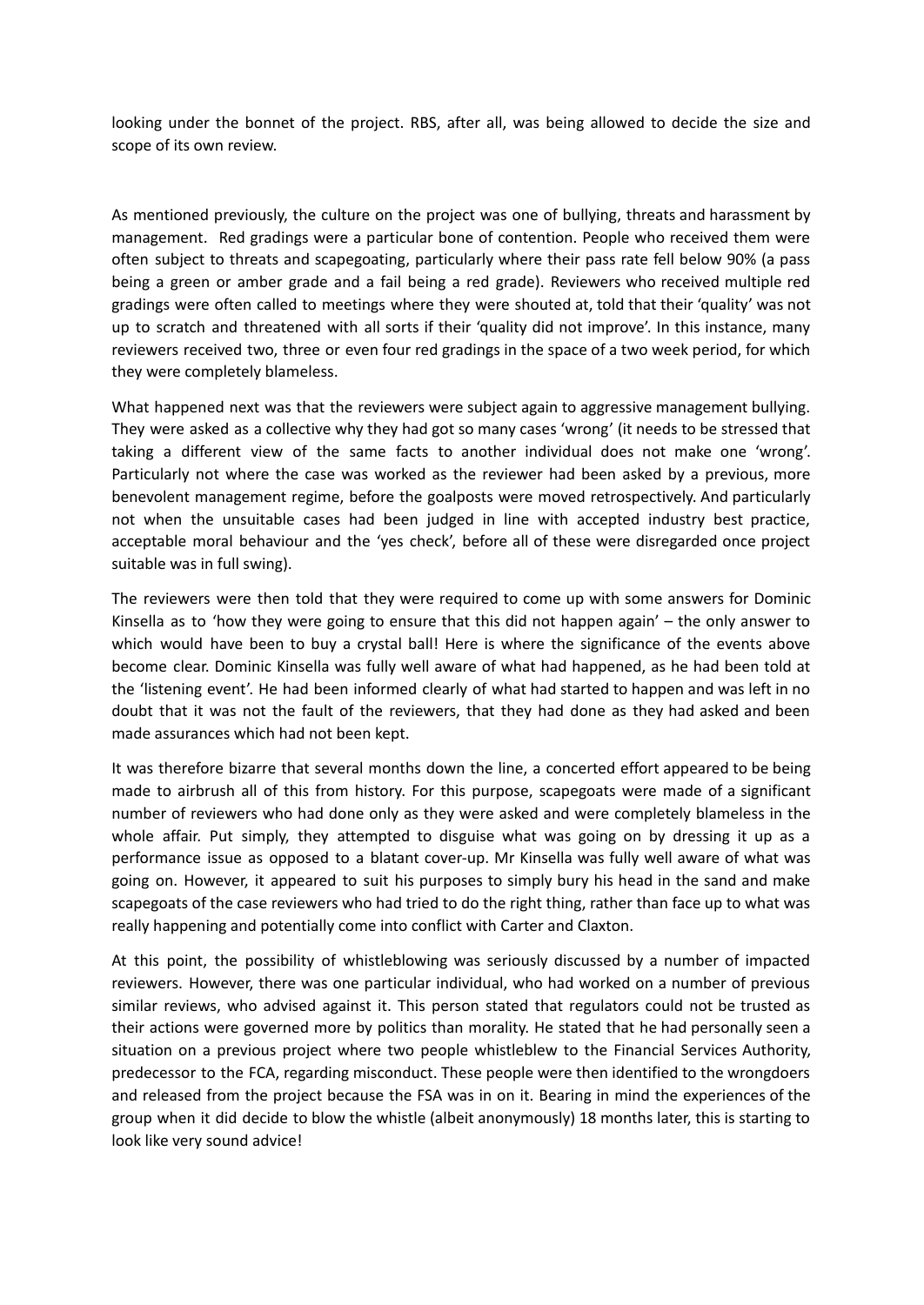looking under the bonnet of the project. RBS, after all, was being allowed to decide the size and scope of its own review.

As mentioned previously, the culture on the project was one of bullying, threats and harassment by management. Red gradings were a particular bone of contention. People who received them were often subject to threats and scapegoating, particularly where their pass rate fell below 90% (a pass being a green or amber grade and a fail being a red grade). Reviewers who received multiple red gradings were often called to meetings where they were shouted at, told that their 'quality' was not up to scratch and threatened with all sorts if their 'quality did not improve'. In this instance, many reviewers received two, three or even four red gradings in the space of a two week period, for which they were completely blameless.

What happened next was that the reviewers were subject again to aggressive management bullying. They were asked as a collective why they had got so many cases 'wrong' (it needs to be stressed that taking a different view of the same facts to another individual does not make one 'wrong'. Particularly not where the case was worked as the reviewer had been asked by a previous, more benevolent management regime, before the goalposts were moved retrospectively. And particularly not when the unsuitable cases had been judged in line with accepted industry best practice, acceptable moral behaviour and the 'yes check', before all of these were disregarded once project suitable was in full swing).

The reviewers were then told that they were required to come up with some answers for Dominic Kinsella as to 'how they were going to ensure that this did not happen again' – the only answer to which would have been to buy a crystal ball! Here is where the significance of the events above become clear. Dominic Kinsella was fully well aware of what had happened, as he had been told at the 'listening event'. He had been informed clearly of what had started to happen and was left in no doubt that it was not the fault of the reviewers, that they had done as they had asked and been made assurances which had not been kept.

It was therefore bizarre that several months down the line, a concerted effort appeared to be being made to airbrush all of this from history. For this purpose, scapegoats were made of a significant number of reviewers who had done only as they were asked and were completely blameless in the whole affair. Put simply, they attempted to disguise what was going on by dressing it up as a performance issue as opposed to a blatant cover-up. Mr Kinsella was fully well aware of what was going on. However, it appeared to suit his purposes to simply bury his head in the sand and make scapegoats of the case reviewers who had tried to do the right thing, rather than face up to what was really happening and potentially come into conflict with Carter and Claxton.

At this point, the possibility of whistleblowing was seriously discussed by a number of impacted reviewers. However, there was one particular individual, who had worked on a number of previous similar reviews, who advised against it. This person stated that regulators could not be trusted as their actions were governed more by politics than morality. He stated that he had personally seen a situation on a previous project where two people whistleblew to the Financial Services Authority, predecessor to the FCA, regarding misconduct. These people were then identified to the wrongdoers and released from the project because the FSA was in on it. Bearing in mind the experiences of the group when it did decide to blow the whistle (albeit anonymously) 18 months later, this is starting to look like very sound advice!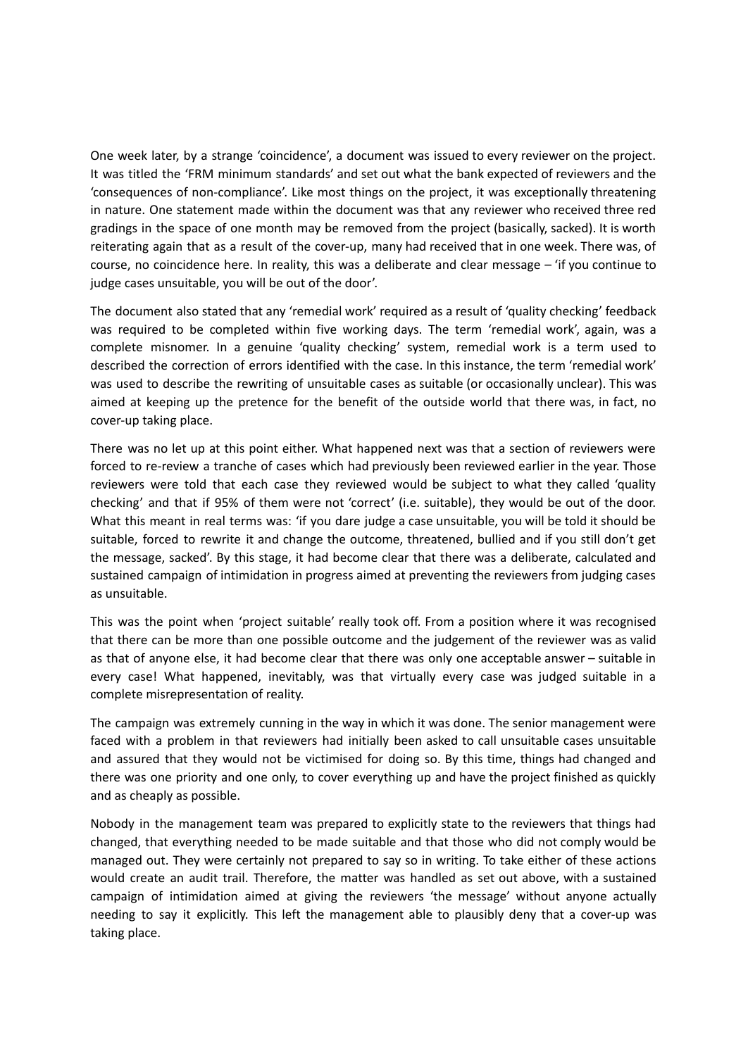One week later, by a strange 'coincidence', a document was issued to every reviewer on the project. It was titled the 'FRM minimum standards' and set out what the bank expected of reviewers and the 'consequences of non-compliance'. Like most things on the project, it was exceptionally threatening in nature. One statement made within the document was that any reviewer who received three red gradings in the space of one month may be removed from the project (basically, sacked). It is worth reiterating again that as a result of the cover-up, many had received that in one week. There was, of course, no coincidence here. In reality, this was a deliberate and clear message – 'if you continue to judge cases unsuitable, you will be out of the door'.

The document also stated that any 'remedial work' required as a result of 'quality checking' feedback was required to be completed within five working days. The term 'remedial work', again, was a complete misnomer. In a genuine 'quality checking' system, remedial work is a term used to described the correction of errors identified with the case. In this instance, the term 'remedial work' was used to describe the rewriting of unsuitable cases as suitable (or occasionally unclear). This was aimed at keeping up the pretence for the benefit of the outside world that there was, in fact, no cover-up taking place.

There was no let up at this point either. What happened next was that a section of reviewers were forced to re-review a tranche of cases which had previously been reviewed earlier in the year. Those reviewers were told that each case they reviewed would be subject to what they called 'quality checking' and that if 95% of them were not 'correct' (i.e. suitable), they would be out of the door. What this meant in real terms was: 'if you dare judge a case unsuitable, you will be told it should be suitable, forced to rewrite it and change the outcome, threatened, bullied and if you still don't get the message, sacked'. By this stage, it had become clear that there was a deliberate, calculated and sustained campaign of intimidation in progress aimed at preventing the reviewers from judging cases as unsuitable.

This was the point when 'project suitable' really took off. From a position where it was recognised that there can be more than one possible outcome and the judgement of the reviewer was as valid as that of anyone else, it had become clear that there was only one acceptable answer – suitable in every case! What happened, inevitably, was that virtually every case was judged suitable in a complete misrepresentation of reality.

The campaign was extremely cunning in the way in which it was done. The senior management were faced with a problem in that reviewers had initially been asked to call unsuitable cases unsuitable and assured that they would not be victimised for doing so. By this time, things had changed and there was one priority and one only, to cover everything up and have the project finished as quickly and as cheaply as possible.

Nobody in the management team was prepared to explicitly state to the reviewers that things had changed, that everything needed to be made suitable and that those who did not comply would be managed out. They were certainly not prepared to say so in writing. To take either of these actions would create an audit trail. Therefore, the matter was handled as set out above, with a sustained campaign of intimidation aimed at giving the reviewers 'the message' without anyone actually needing to say it explicitly. This left the management able to plausibly deny that a cover-up was taking place.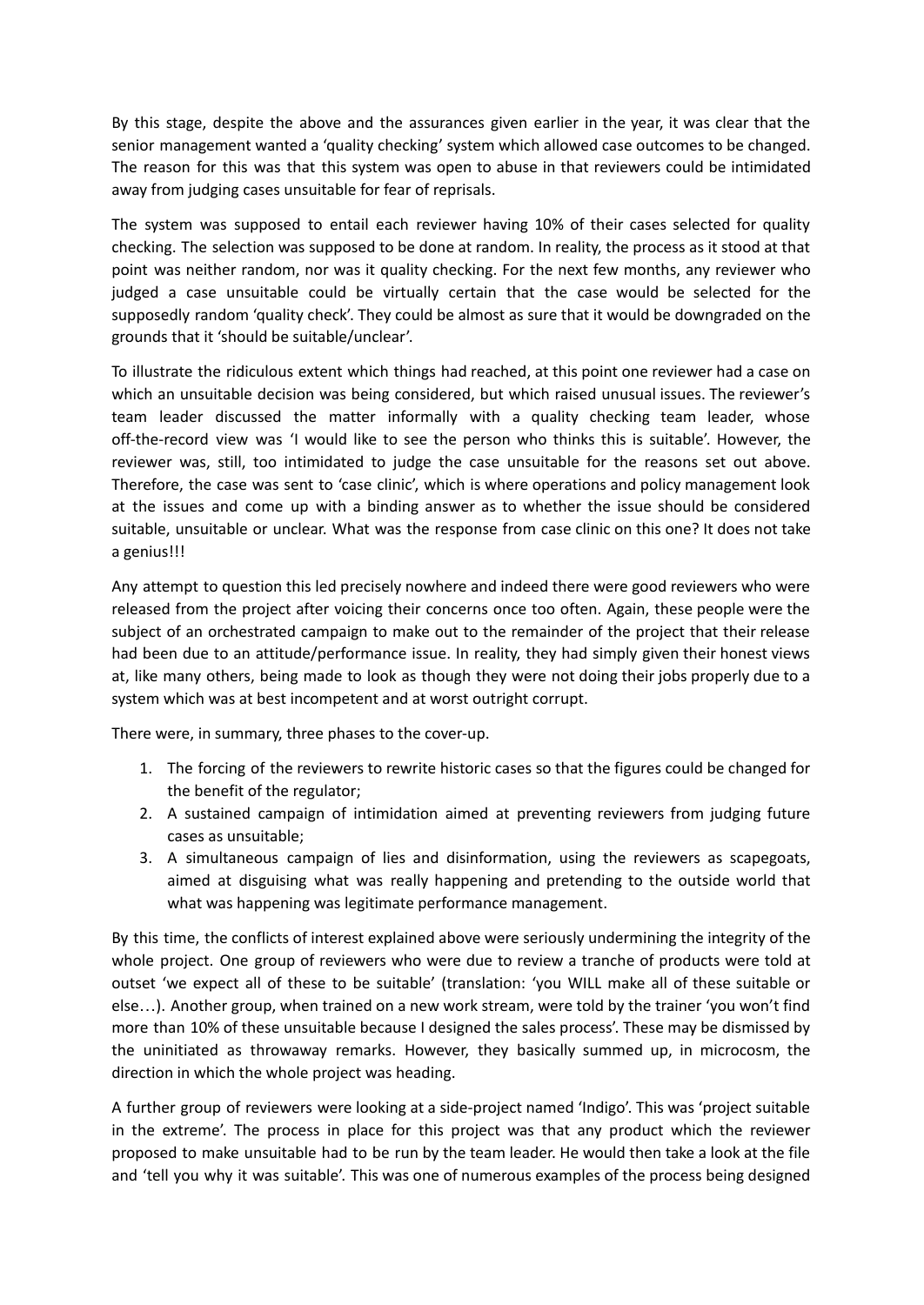By this stage, despite the above and the assurances given earlier in the year, it was clear that the senior management wanted a 'quality checking' system which allowed case outcomes to be changed. The reason for this was that this system was open to abuse in that reviewers could be intimidated away from judging cases unsuitable for fear of reprisals.

The system was supposed to entail each reviewer having 10% of their cases selected for quality checking. The selection was supposed to be done at random. In reality, the process as it stood at that point was neither random, nor was it quality checking. For the next few months, any reviewer who judged a case unsuitable could be virtually certain that the case would be selected for the supposedly random 'quality check'. They could be almost as sure that it would be downgraded on the grounds that it 'should be suitable/unclear'.

To illustrate the ridiculous extent which things had reached, at this point one reviewer had a case on which an unsuitable decision was being considered, but which raised unusual issues. The reviewer's team leader discussed the matter informally with a quality checking team leader, whose off-the-record view was 'I would like to see the person who thinks this is suitable'. However, the reviewer was, still, too intimidated to judge the case unsuitable for the reasons set out above. Therefore, the case was sent to 'case clinic', which is where operations and policy management look at the issues and come up with a binding answer as to whether the issue should be considered suitable, unsuitable or unclear. What was the response from case clinic on this one? It does not take a genius!!!

Any attempt to question this led precisely nowhere and indeed there were good reviewers who were released from the project after voicing their concerns once too often. Again, these people were the subject of an orchestrated campaign to make out to the remainder of the project that their release had been due to an attitude/performance issue. In reality, they had simply given their honest views at, like many others, being made to look as though they were not doing their jobs properly due to a system which was at best incompetent and at worst outright corrupt.

There were, in summary, three phases to the cover-up.

1. The forcing of the reviewers to rewrite historic cases so that the figures could be changed for the benefit of the regulator;
2. A sustained campaign of intimidation aimed at preventing reviewers from judging future cases as unsuitable;
3. A simultaneous campaign of lies and disinformation, using the reviewers as scapegoats, aimed at disguising what was really happening and pretending to the outside world that what was happening was legitimate performance management.

By this time, the conflicts of interest explained above were seriously undermining the integrity of the whole project. One group of reviewers who were due to review a tranche of products were told at outset 'we expect all of these to be suitable' (translation: 'you WILL make all of these suitable or else…). Another group, when trained on a new work stream, were told by the trainer 'you won't find more than 10% of these unsuitable because I designed the sales process'. These may be dismissed by the uninitiated as throwaway remarks. However, they basically summed up, in microcosm, the direction in which the whole project was heading.

A further group of reviewers were looking at a side-project named 'Indigo'. This was 'project suitable in the extreme'. The process in place for this project was that any product which the reviewer proposed to make unsuitable had to be run by the team leader. He would then take a look at the file and 'tell you why it was suitable'. This was one of numerous examples of the process being designed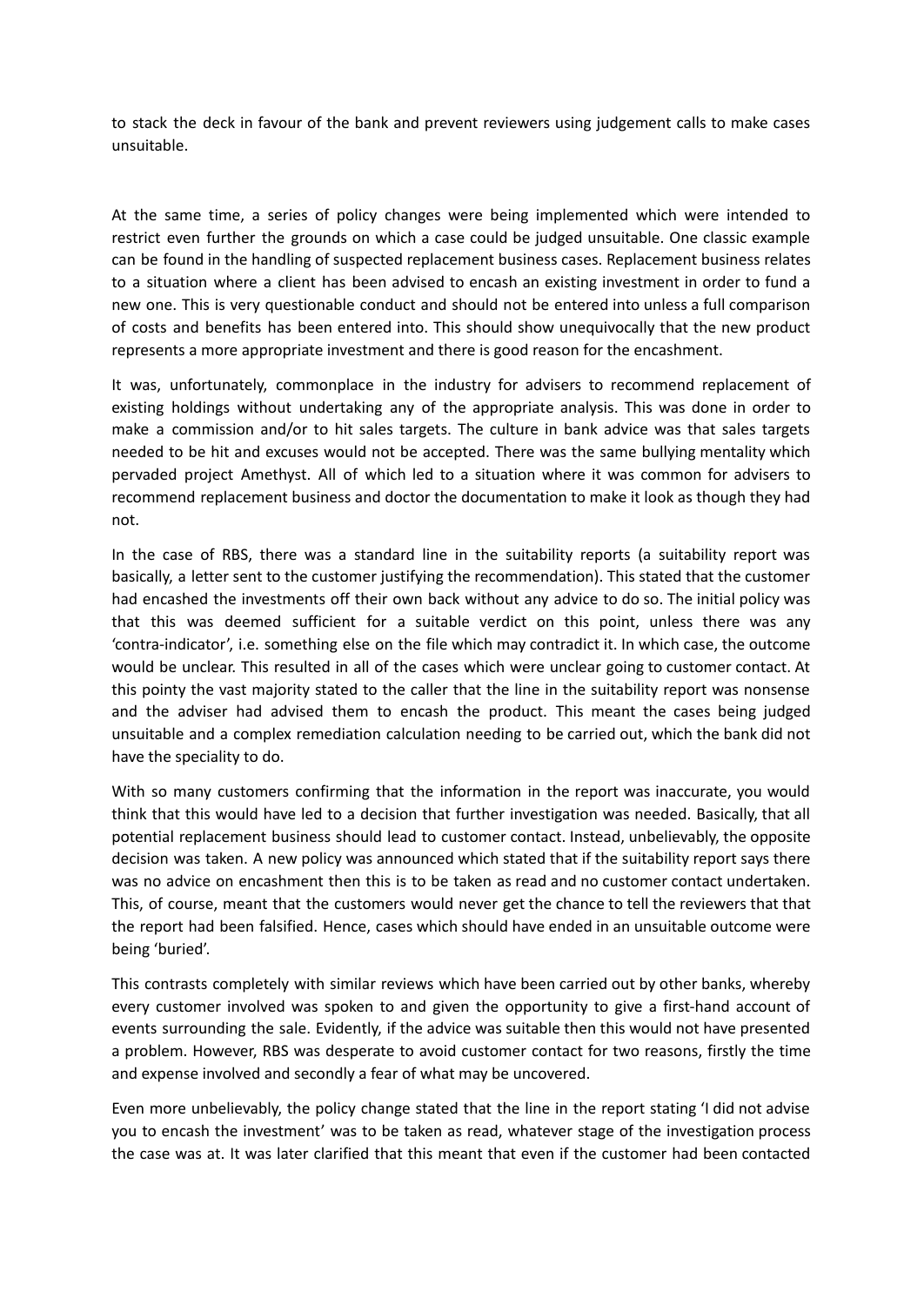to stack the deck in favour of the bank and prevent reviewers using judgement calls to make cases unsuitable.

At the same time, a series of policy changes were being implemented which were intended to restrict even further the grounds on which a case could be judged unsuitable. One classic example can be found in the handling of suspected replacement business cases. Replacement business relates to a situation where a client has been advised to encash an existing investment in order to fund a new one. This is very questionable conduct and should not be entered into unless a full comparison of costs and benefits has been entered into. This should show unequivocally that the new product represents a more appropriate investment and there is good reason for the encashment.

It was, unfortunately, commonplace in the industry for advisers to recommend replacement of existing holdings without undertaking any of the appropriate analysis. This was done in order to make a commission and/or to hit sales targets. The culture in bank advice was that sales targets needed to be hit and excuses would not be accepted. There was the same bullying mentality which pervaded project Amethyst. All of which led to a situation where it was common for advisers to recommend replacement business and doctor the documentation to make it look as though they had not.

In the case of RBS, there was a standard line in the suitability reports (a suitability report was basically, a letter sent to the customer justifying the recommendation). This stated that the customer had encashed the investments off their own back without any advice to do so. The initial policy was that this was deemed sufficient for a suitable verdict on this point, unless there was any 'contra-indicator', i.e. something else on the file which may contradict it. In which case, the outcome would be unclear. This resulted in all of the cases which were unclear going to customer contact. At this pointy the vast majority stated to the caller that the line in the suitability report was nonsense and the adviser had advised them to encash the product. This meant the cases being judged unsuitable and a complex remediation calculation needing to be carried out, which the bank did not have the speciality to do.

With so many customers confirming that the information in the report was inaccurate, you would think that this would have led to a decision that further investigation was needed. Basically, that all potential replacement business should lead to customer contact. Instead, unbelievably, the opposite decision was taken. A new policy was announced which stated that if the suitability report says there was no advice on encashment then this is to be taken as read and no customer contact undertaken. This, of course, meant that the customers would never get the chance to tell the reviewers that that the report had been falsified. Hence, cases which should have ended in an unsuitable outcome were being 'buried'.

This contrasts completely with similar reviews which have been carried out by other banks, whereby every customer involved was spoken to and given the opportunity to give a first-hand account of events surrounding the sale. Evidently, if the advice was suitable then this would not have presented a problem. However, RBS was desperate to avoid customer contact for two reasons, firstly the time and expense involved and secondly a fear of what may be uncovered.

Even more unbelievably, the policy change stated that the line in the report stating 'I did not advise you to encash the investment' was to be taken as read, whatever stage of the investigation process the case was at. It was later clarified that this meant that even if the customer had been contacted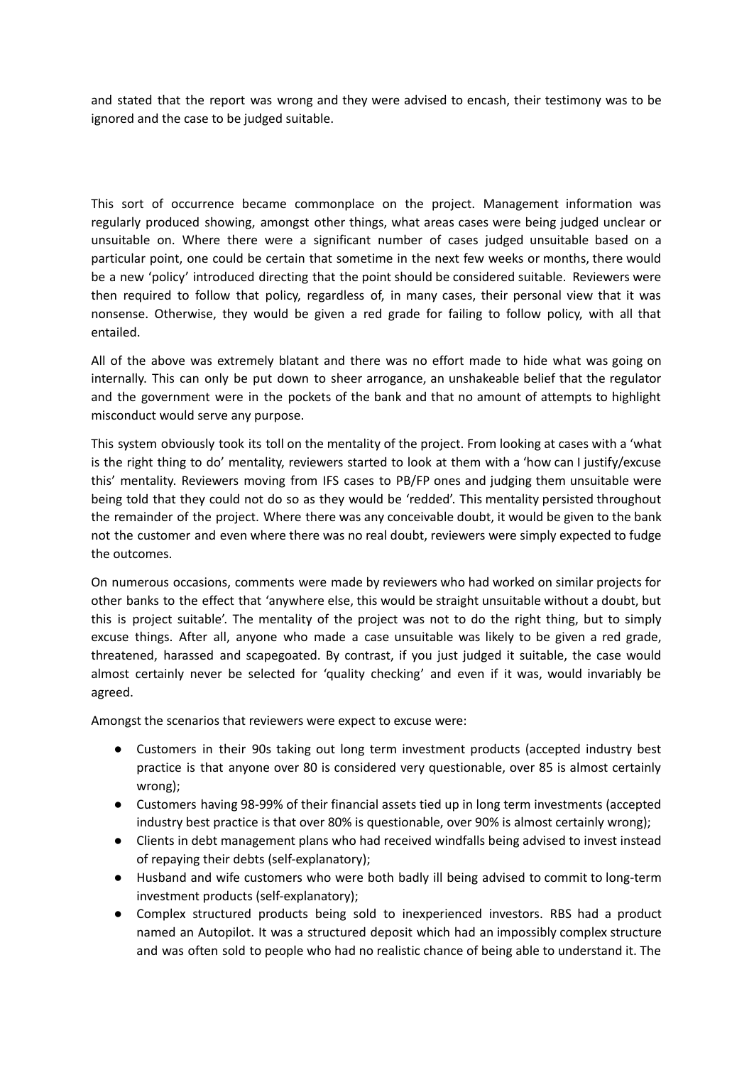and stated that the report was wrong and they were advised to encash, their testimony was to be ignored and the case to be judged suitable.

This sort of occurrence became commonplace on the project. Management information was regularly produced showing, amongst other things, what areas cases were being judged unclear or unsuitable on. Where there were a significant number of cases judged unsuitable based on a particular point, one could be certain that sometime in the next few weeks or months, there would be a new 'policy' introduced directing that the point should be considered suitable. Reviewers were then required to follow that policy, regardless of, in many cases, their personal view that it was nonsense. Otherwise, they would be given a red grade for failing to follow policy, with all that entailed.

All of the above was extremely blatant and there was no effort made to hide what was going on internally. This can only be put down to sheer arrogance, an unshakeable belief that the regulator and the government were in the pockets of the bank and that no amount of attempts to highlight misconduct would serve any purpose.

This system obviously took its toll on the mentality of the project. From looking at cases with a 'what is the right thing to do' mentality, reviewers started to look at them with a 'how can I justify/excuse this' mentality. Reviewers moving from IFS cases to PB/FP ones and judging them unsuitable were being told that they could not do so as they would be 'redded'. This mentality persisted throughout the remainder of the project. Where there was any conceivable doubt, it would be given to the bank not the customer and even where there was no real doubt, reviewers were simply expected to fudge the outcomes.

On numerous occasions, comments were made by reviewers who had worked on similar projects for other banks to the effect that 'anywhere else, this would be straight unsuitable without a doubt, but this is project suitable'. The mentality of the project was not to do the right thing, but to simply excuse things. After all, anyone who made a case unsuitable was likely to be given a red grade, threatened, harassed and scapegoated. By contrast, if you just judged it suitable, the case would almost certainly never be selected for 'quality checking' and even if it was, would invariably be agreed.

Amongst the scenarios that reviewers were expect to excuse were:

- Customers in their 90s taking out long term investment products (accepted industry best practice is that anyone over 80 is considered very questionable, over 85 is almost certainly wrong);
- Customers having 98-99% of their financial assets tied up in long term investments (accepted industry best practice is that over 80% is questionable, over 90% is almost certainly wrong);
- Clients in debt management plans who had received windfalls being advised to invest instead of repaying their debts (self-explanatory);
- Husband and wife customers who were both badly ill being advised to commit to long-term investment products (self-explanatory);
- Complex structured products being sold to inexperienced investors. RBS had a product named an Autopilot. It was a structured deposit which had an impossibly complex structure and was often sold to people who had no realistic chance of being able to understand it. The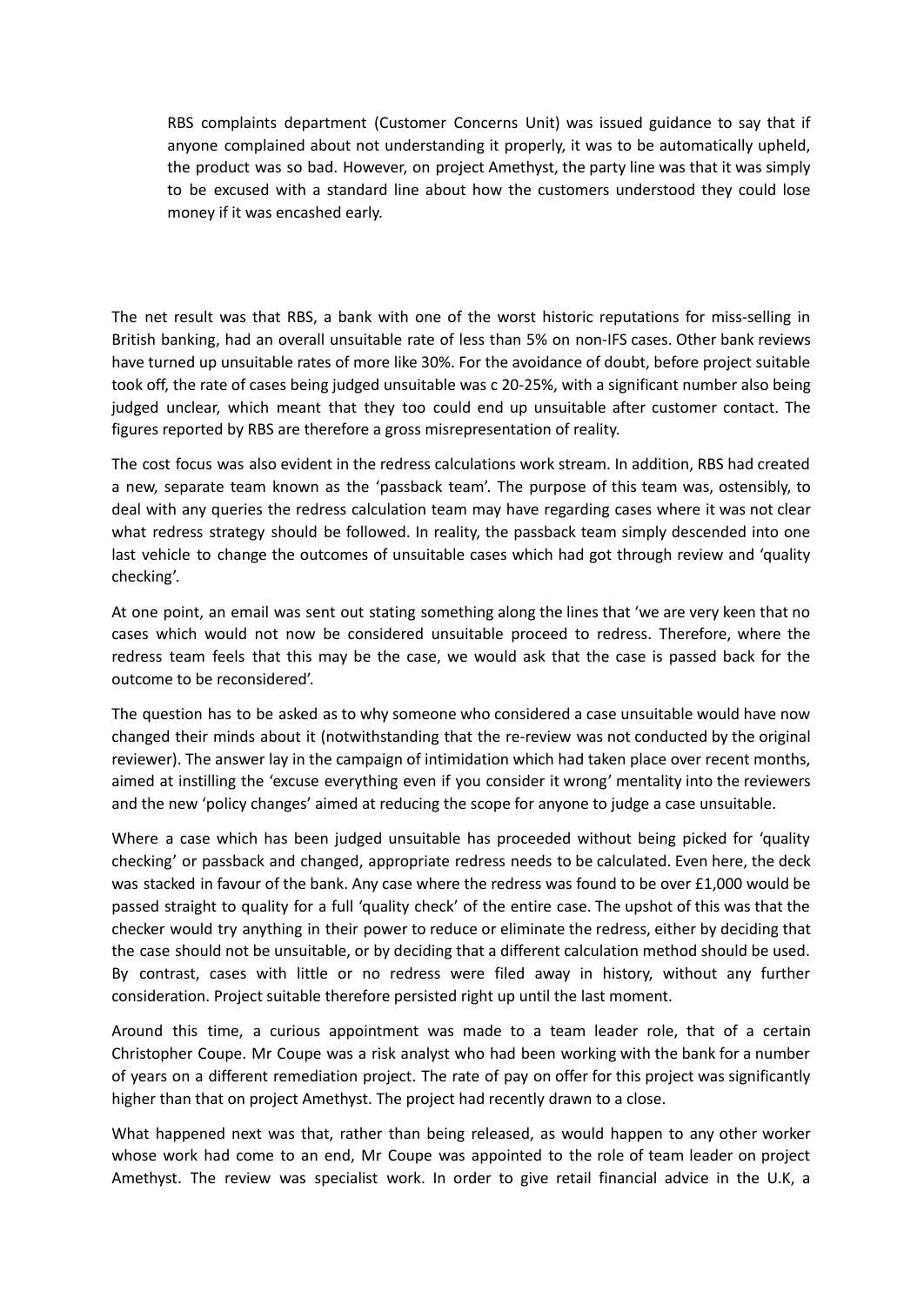> RBS complaints department (Customer Concerns Unit) was issued guidance to say that if anyone complained about not understanding it properly, it was to be automatically upheld, the product was so bad. However, on project Amethyst, the party line was that it was simply to be excused with a standard line about how the customers understood they could lose money if it was encashed early.

The net result was that RBS, a bank with one of the worst historic reputations for miss-selling in British banking, had an overall unsuitable rate of less than 5% on non-IFS cases. Other bank reviews have turned up unsuitable rates of more like 30%. For the avoidance of doubt, before project suitable took off, the rate of cases being judged unsuitable was c 20-25%, with a significant number also being judged unclear, which meant that they too could end up unsuitable after customer contact. The figures reported by RBS are therefore a gross misrepresentation of reality.

The cost focus was also evident in the redress calculations work stream. In addition, RBS had created a new, separate team known as the 'passback team'. The purpose of this team was, ostensibly, to deal with any queries the redress calculation team may have regarding cases where it was not clear what redress strategy should be followed. In reality, the passback team simply descended into one last vehicle to change the outcomes of unsuitable cases which had got through review and 'quality checking'.

At one point, an email was sent out stating something along the lines that 'we are very keen that no cases which would not now be considered unsuitable proceed to redress. Therefore, where the redress team feels that this may be the case, we would ask that the case is passed back for the outcome to be reconsidered'.

The question has to be asked as to why someone who considered a case unsuitable would have now changed their minds about it (notwithstanding that the re-review was not conducted by the original reviewer). The answer lay in the campaign of intimidation which had taken place over recent months, aimed at instilling the 'excuse everything even if you consider it wrong' mentality into the reviewers and the new 'policy changes' aimed at reducing the scope for anyone to judge a case unsuitable.

Where a case which has been judged unsuitable has proceeded without being picked for 'quality checking' or passback and changed, appropriate redress needs to be calculated. Even here, the deck was stacked in favour of the bank. Any case where the redress was found to be over £1,000 would be passed straight to quality for a full 'quality check' of the entire case. The upshot of this was that the checker would try anything in their power to reduce or eliminate the redress, either by deciding that the case should not be unsuitable, or by deciding that a different calculation method should be used. By contrast, cases with little or no redress were filed away in history, without any further consideration. Project suitable therefore persisted right up until the last moment.

Around this time, a curious appointment was made to a team leader role, that of a certain Christopher Coupe. Mr Coupe was a risk analyst who had been working with the bank for a number of years on a different remediation project. The rate of pay on offer for this project was significantly higher than that on project Amethyst. The project had recently drawn to a close.

What happened next was that, rather than being released, as would happen to any other worker whose work had come to an end, Mr Coupe was appointed to the role of team leader on project Amethyst. The review was specialist work. In order to give retail financial advice in the U.K, a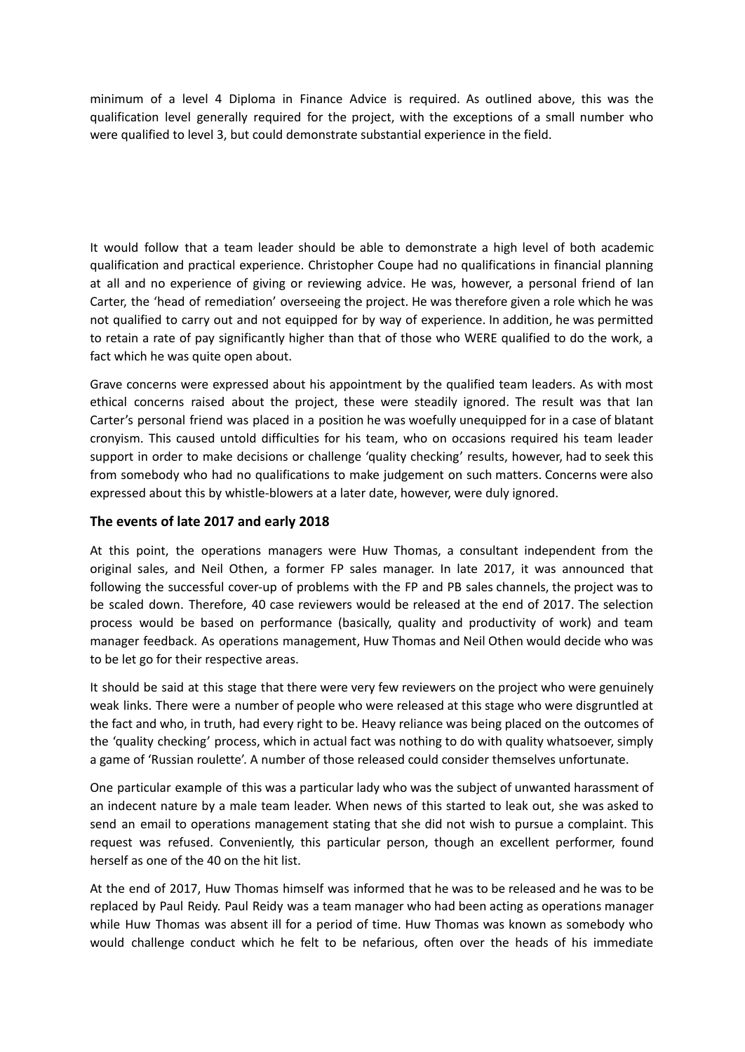minimum of a level 4 Diploma in Finance Advice is required. As outlined above, this was the qualification level generally required for the project, with the exceptions of a small number who were qualified to level 3, but could demonstrate substantial experience in the field.

It would follow that a team leader should be able to demonstrate a high level of both academic qualification and practical experience. Christopher Coupe had no qualifications in financial planning at all and no experience of giving or reviewing advice. He was, however, a personal friend of Ian Carter, the 'head of remediation' overseeing the project. He was therefore given a role which he was not qualified to carry out and not equipped for by way of experience. In addition, he was permitted to retain a rate of pay significantly higher than that of those who WERE qualified to do the work, a fact which he was quite open about.

Grave concerns were expressed about his appointment by the qualified team leaders. As with most ethical concerns raised about the project, these were steadily ignored. The result was that Ian Carter's personal friend was placed in a position he was woefully unequipped for in a case of blatant cronyism. This caused untold difficulties for his team, who on occasions required his team leader support in order to make decisions or challenge 'quality checking' results, however, had to seek this from somebody who had no qualifications to make judgement on such matters. Concerns were also expressed about this by whistle-blowers at a later date, however, were duly ignored.

### The events of late 2017 and early 2018

At this point, the operations managers were Huw Thomas, a consultant independent from the original sales, and Neil Othen, a former FP sales manager. In late 2017, it was announced that following the successful cover-up of problems with the FP and PB sales channels, the project was to be scaled down. Therefore, 40 case reviewers would be released at the end of 2017. The selection process would be based on performance (basically, quality and productivity of work) and team manager feedback. As operations management, Huw Thomas and Neil Othen would decide who was to be let go for their respective areas.

It should be said at this stage that there were very few reviewers on the project who were genuinely weak links. There were a number of people who were released at this stage who were disgruntled at the fact and who, in truth, had every right to be. Heavy reliance was being placed on the outcomes of the 'quality checking' process, which in actual fact was nothing to do with quality whatsoever, simply a game of 'Russian roulette'. A number of those released could consider themselves unfortunate.

One particular example of this was a particular lady who was the subject of unwanted harassment of an indecent nature by a male team leader. When news of this started to leak out, she was asked to send an email to operations management stating that she did not wish to pursue a complaint. This request was refused. Conveniently, this particular person, though an excellent performer, found herself as one of the 40 on the hit list.

At the end of 2017, Huw Thomas himself was informed that he was to be released and he was to be replaced by Paul Reidy. Paul Reidy was a team manager who had been acting as operations manager while Huw Thomas was absent ill for a period of time. Huw Thomas was known as somebody who would challenge conduct which he felt to be nefarious, often over the heads of his immediate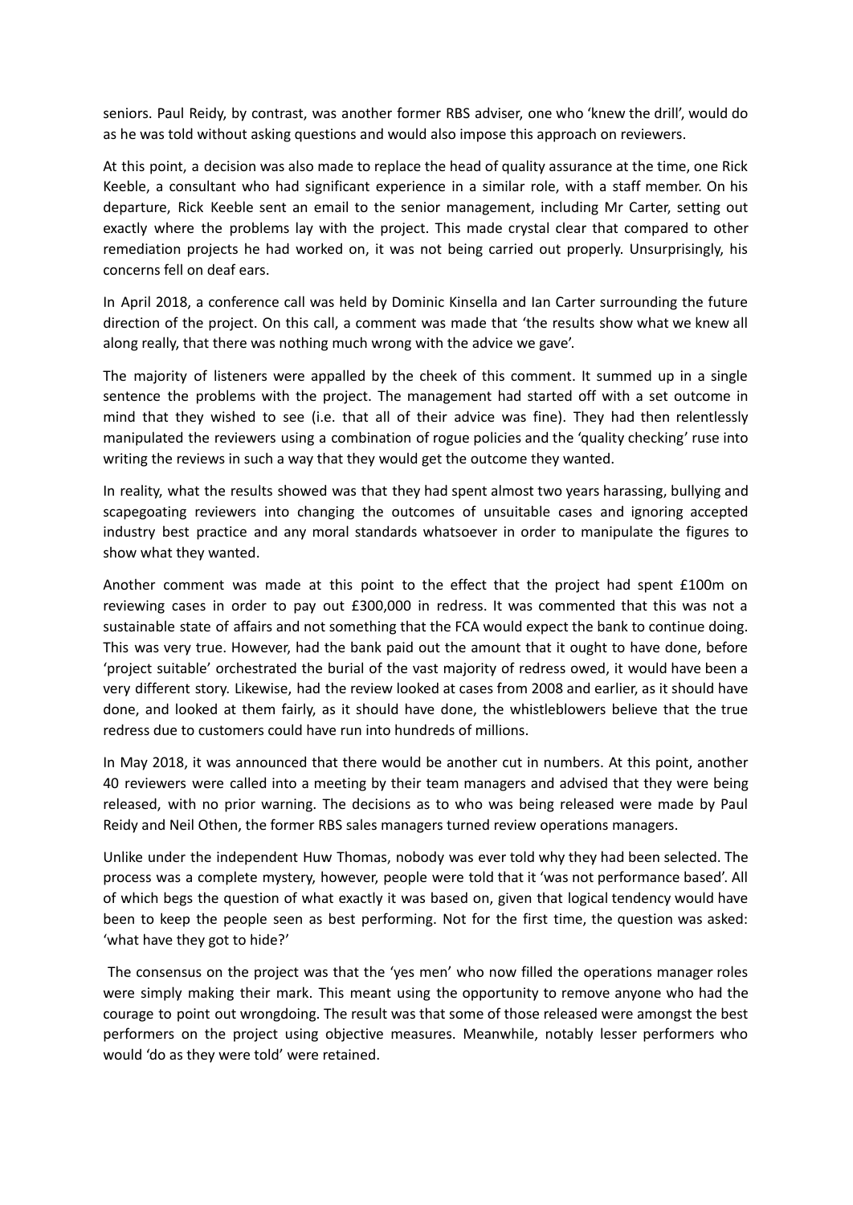seniors. Paul Reidy, by contrast, was another former RBS adviser, one who 'knew the drill', would do as he was told without asking questions and would also impose this approach on reviewers.

At this point, a decision was also made to replace the head of quality assurance at the time, one Rick Keeble, a consultant who had significant experience in a similar role, with a staff member. On his departure, Rick Keeble sent an email to the senior management, including Mr Carter, setting out exactly where the problems lay with the project. This made crystal clear that compared to other remediation projects he had worked on, it was not being carried out properly. Unsurprisingly, his concerns fell on deaf ears.

In April 2018, a conference call was held by Dominic Kinsella and Ian Carter surrounding the future direction of the project. On this call, a comment was made that 'the results show what we knew all along really, that there was nothing much wrong with the advice we gave'.

The majority of listeners were appalled by the cheek of this comment. It summed up in a single sentence the problems with the project. The management had started off with a set outcome in mind that they wished to see (i.e. that all of their advice was fine). They had then relentlessly manipulated the reviewers using a combination of rogue policies and the 'quality checking' ruse into writing the reviews in such a way that they would get the outcome they wanted.

In reality, what the results showed was that they had spent almost two years harassing, bullying and scapegoating reviewers into changing the outcomes of unsuitable cases and ignoring accepted industry best practice and any moral standards whatsoever in order to manipulate the figures to show what they wanted.

Another comment was made at this point to the effect that the project had spent £100m on reviewing cases in order to pay out £300,000 in redress. It was commented that this was not a sustainable state of affairs and not something that the FCA would expect the bank to continue doing. This was very true. However, had the bank paid out the amount that it ought to have done, before 'project suitable' orchestrated the burial of the vast majority of redress owed, it would have been a very different story. Likewise, had the review looked at cases from 2008 and earlier, as it should have done, and looked at them fairly, as it should have done, the whistleblowers believe that the true redress due to customers could have run into hundreds of millions.

In May 2018, it was announced that there would be another cut in numbers. At this point, another 40 reviewers were called into a meeting by their team managers and advised that they were being released, with no prior warning. The decisions as to who was being released were made by Paul Reidy and Neil Othen, the former RBS sales managers turned review operations managers.

Unlike under the independent Huw Thomas, nobody was ever told why they had been selected. The process was a complete mystery, however, people were told that it 'was not performance based'. All of which begs the question of what exactly it was based on, given that logical tendency would have been to keep the people seen as best performing. Not for the first time, the question was asked: 'what have they got to hide?'

The consensus on the project was that the 'yes men' who now filled the operations manager roles were simply making their mark. This meant using the opportunity to remove anyone who had the courage to point out wrongdoing. The result was that some of those released were amongst the best performers on the project using objective measures. Meanwhile, notably lesser performers who would 'do as they were told' were retained.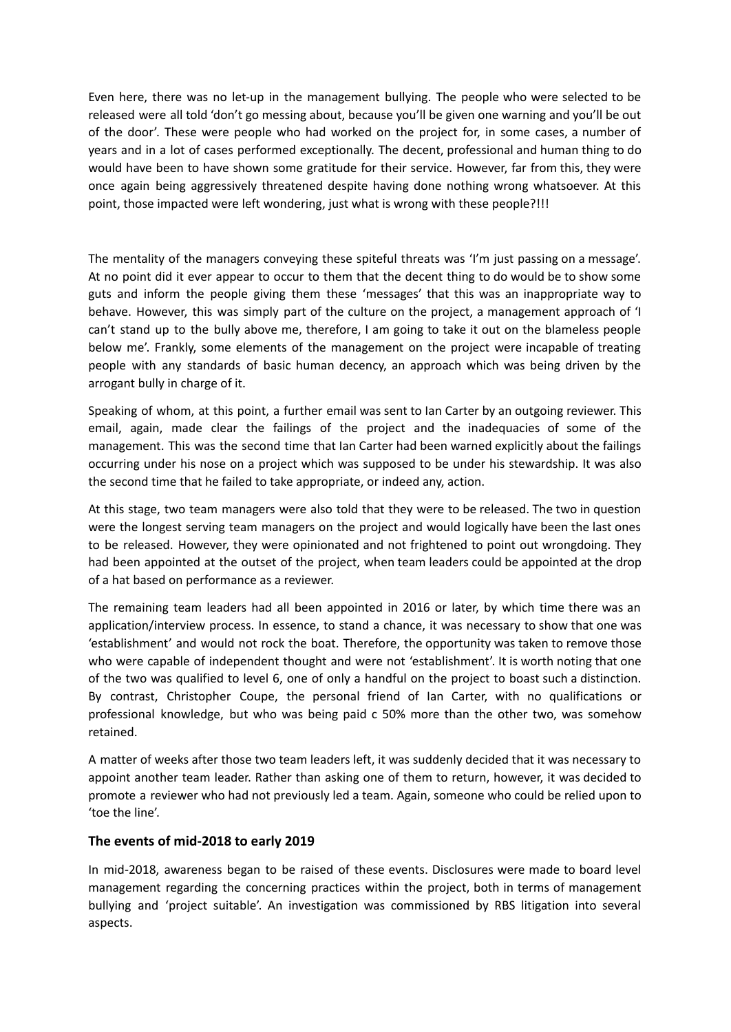Even here, there was no let-up in the management bullying. The people who were selected to be released were all told 'don't go messing about, because you'll be given one warning and you'll be out of the door'. These were people who had worked on the project for, in some cases, a number of years and in a lot of cases performed exceptionally. The decent, professional and human thing to do would have been to have shown some gratitude for their service. However, far from this, they were once again being aggressively threatened despite having done nothing wrong whatsoever. At this point, those impacted were left wondering, just what is wrong with these people?!!!

The mentality of the managers conveying these spiteful threats was 'I'm just passing on a message'. At no point did it ever appear to occur to them that the decent thing to do would be to show some guts and inform the people giving them these 'messages' that this was an inappropriate way to behave. However, this was simply part of the culture on the project, a management approach of 'I can't stand up to the bully above me, therefore, I am going to take it out on the blameless people below me'. Frankly, some elements of the management on the project were incapable of treating people with any standards of basic human decency, an approach which was being driven by the arrogant bully in charge of it.

Speaking of whom, at this point, a further email was sent to Ian Carter by an outgoing reviewer. This email, again, made clear the failings of the project and the inadequacies of some of the management. This was the second time that Ian Carter had been warned explicitly about the failings occurring under his nose on a project which was supposed to be under his stewardship. It was also the second time that he failed to take appropriate, or indeed any, action.

At this stage, two team managers were also told that they were to be released. The two in question were the longest serving team managers on the project and would logically have been the last ones to be released. However, they were opinionated and not frightened to point out wrongdoing. They had been appointed at the outset of the project, when team leaders could be appointed at the drop of a hat based on performance as a reviewer.

The remaining team leaders had all been appointed in 2016 or later, by which time there was an application/interview process. In essence, to stand a chance, it was necessary to show that one was 'establishment' and would not rock the boat. Therefore, the opportunity was taken to remove those who were capable of independent thought and were not 'establishment'. It is worth noting that one of the two was qualified to level 6, one of only a handful on the project to boast such a distinction. By contrast, Christopher Coupe, the personal friend of Ian Carter, with no qualifications or professional knowledge, but who was being paid c 50% more than the other two, was somehow retained.

A matter of weeks after those two team leaders left, it was suddenly decided that it was necessary to appoint another team leader. Rather than asking one of them to return, however, it was decided to promote a reviewer who had not previously led a team. Again, someone who could be relied upon to 'toe the line'.

### The events of mid-2018 to early 2019

In mid-2018, awareness began to be raised of these events. Disclosures were made to board level management regarding the concerning practices within the project, both in terms of management bullying and 'project suitable'. An investigation was commissioned by RBS litigation into several aspects.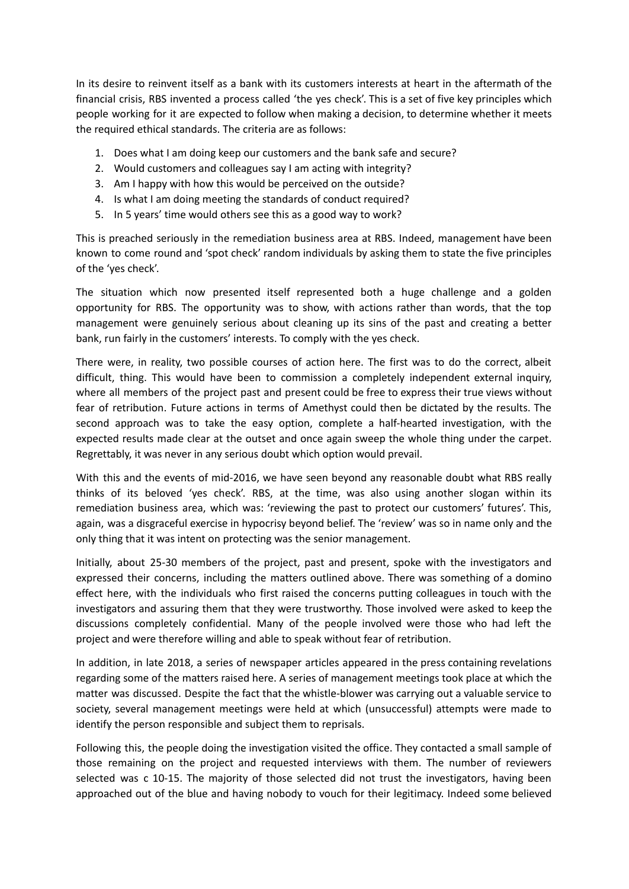In its desire to reinvent itself as a bank with its customers interests at heart in the aftermath of the financial crisis, RBS invented a process called 'the yes check'. This is a set of five key principles which people working for it are expected to follow when making a decision, to determine whether it meets the required ethical standards. The criteria are as follows:

1. Does what I am doing keep our customers and the bank safe and secure?
2. Would customers and colleagues say I am acting with integrity?
3. Am I happy with how this would be perceived on the outside?
4. Is what I am doing meeting the standards of conduct required?
5. In 5 years' time would others see this as a good way to work?

This is preached seriously in the remediation business area at RBS. Indeed, management have been known to come round and 'spot check' random individuals by asking them to state the five principles of the 'yes check'.

The situation which now presented itself represented both a huge challenge and a golden opportunity for RBS. The opportunity was to show, with actions rather than words, that the top management were genuinely serious about cleaning up its sins of the past and creating a better bank, run fairly in the customers' interests. To comply with the yes check.

There were, in reality, two possible courses of action here. The first was to do the correct, albeit difficult, thing. This would have been to commission a completely independent external inquiry, where all members of the project past and present could be free to express their true views without fear of retribution. Future actions in terms of Amethyst could then be dictated by the results. The second approach was to take the easy option, complete a half-hearted investigation, with the expected results made clear at the outset and once again sweep the whole thing under the carpet. Regrettably, it was never in any serious doubt which option would prevail.

With this and the events of mid-2016, we have seen beyond any reasonable doubt what RBS really thinks of its beloved 'yes check'. RBS, at the time, was also using another slogan within its remediation business area, which was: 'reviewing the past to protect our customers' futures'. This, again, was a disgraceful exercise in hypocrisy beyond belief. The 'review' was so in name only and the only thing that it was intent on protecting was the senior management.

Initially, about 25-30 members of the project, past and present, spoke with the investigators and expressed their concerns, including the matters outlined above. There was something of a domino effect here, with the individuals who first raised the concerns putting colleagues in touch with the investigators and assuring them that they were trustworthy. Those involved were asked to keep the discussions completely confidential. Many of the people involved were those who had left the project and were therefore willing and able to speak without fear of retribution.

In addition, in late 2018, a series of newspaper articles appeared in the press containing revelations regarding some of the matters raised here. A series of management meetings took place at which the matter was discussed. Despite the fact that the whistle-blower was carrying out a valuable service to society, several management meetings were held at which (unsuccessful) attempts were made to identify the person responsible and subject them to reprisals.

Following this, the people doing the investigation visited the office. They contacted a small sample of those remaining on the project and requested interviews with them. The number of reviewers selected was c 10-15. The majority of those selected did not trust the investigators, having been approached out of the blue and having nobody to vouch for their legitimacy. Indeed some believed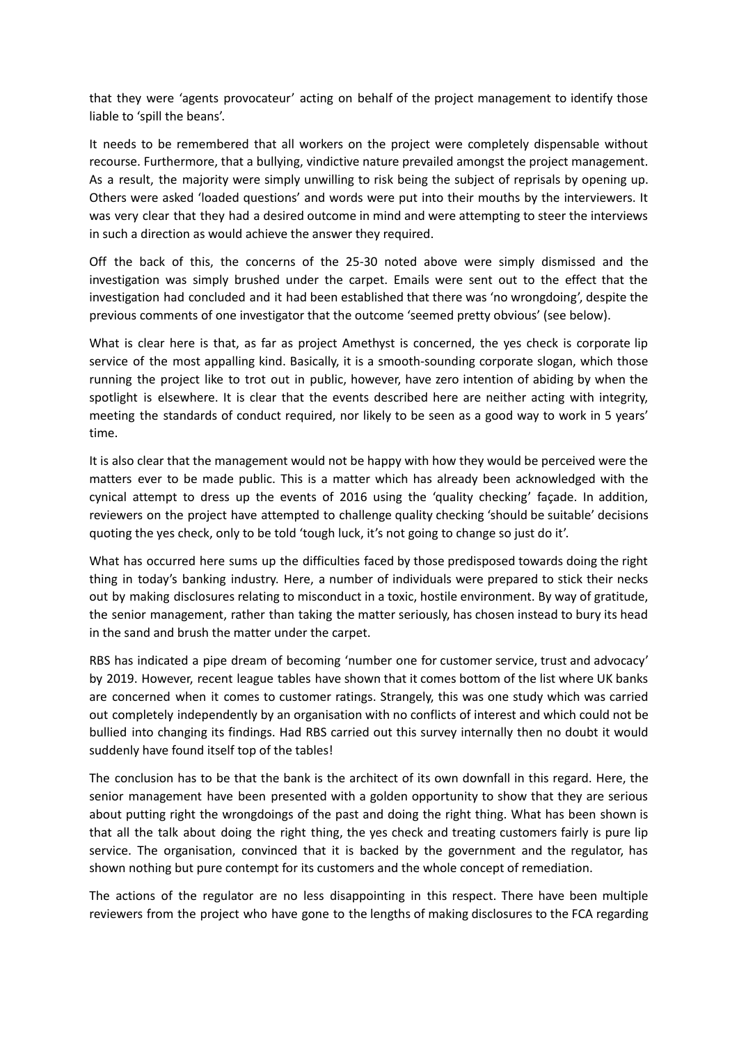that they were 'agents provocateur' acting on behalf of the project management to identify those liable to 'spill the beans'.

It needs to be remembered that all workers on the project were completely dispensable without recourse. Furthermore, that a bullying, vindictive nature prevailed amongst the project management. As a result, the majority were simply unwilling to risk being the subject of reprisals by opening up. Others were asked 'loaded questions' and words were put into their mouths by the interviewers. It was very clear that they had a desired outcome in mind and were attempting to steer the interviews in such a direction as would achieve the answer they required.

Off the back of this, the concerns of the 25-30 noted above were simply dismissed and the investigation was simply brushed under the carpet. Emails were sent out to the effect that the investigation had concluded and it had been established that there was 'no wrongdoing', despite the previous comments of one investigator that the outcome 'seemed pretty obvious' (see below).

What is clear here is that, as far as project Amethyst is concerned, the yes check is corporate lip service of the most appalling kind. Basically, it is a smooth-sounding corporate slogan, which those running the project like to trot out in public, however, have zero intention of abiding by when the spotlight is elsewhere. It is clear that the events described here are neither acting with integrity, meeting the standards of conduct required, nor likely to be seen as a good way to work in 5 years' time.

It is also clear that the management would not be happy with how they would be perceived were the matters ever to be made public. This is a matter which has already been acknowledged with the cynical attempt to dress up the events of 2016 using the 'quality checking' façade. In addition, reviewers on the project have attempted to challenge quality checking 'should be suitable' decisions quoting the yes check, only to be told 'tough luck, it's not going to change so just do it'.

What has occurred here sums up the difficulties faced by those predisposed towards doing the right thing in today's banking industry. Here, a number of individuals were prepared to stick their necks out by making disclosures relating to misconduct in a toxic, hostile environment. By way of gratitude, the senior management, rather than taking the matter seriously, has chosen instead to bury its head in the sand and brush the matter under the carpet.

RBS has indicated a pipe dream of becoming 'number one for customer service, trust and advocacy' by 2019. However, recent league tables have shown that it comes bottom of the list where UK banks are concerned when it comes to customer ratings. Strangely, this was one study which was carried out completely independently by an organisation with no conflicts of interest and which could not be bullied into changing its findings. Had RBS carried out this survey internally then no doubt it would suddenly have found itself top of the tables!

The conclusion has to be that the bank is the architect of its own downfall in this regard. Here, the senior management have been presented with a golden opportunity to show that they are serious about putting right the wrongdoings of the past and doing the right thing. What has been shown is that all the talk about doing the right thing, the yes check and treating customers fairly is pure lip service. The organisation, convinced that it is backed by the government and the regulator, has shown nothing but pure contempt for its customers and the whole concept of remediation.

The actions of the regulator are no less disappointing in this respect. There have been multiple reviewers from the project who have gone to the lengths of making disclosures to the FCA regarding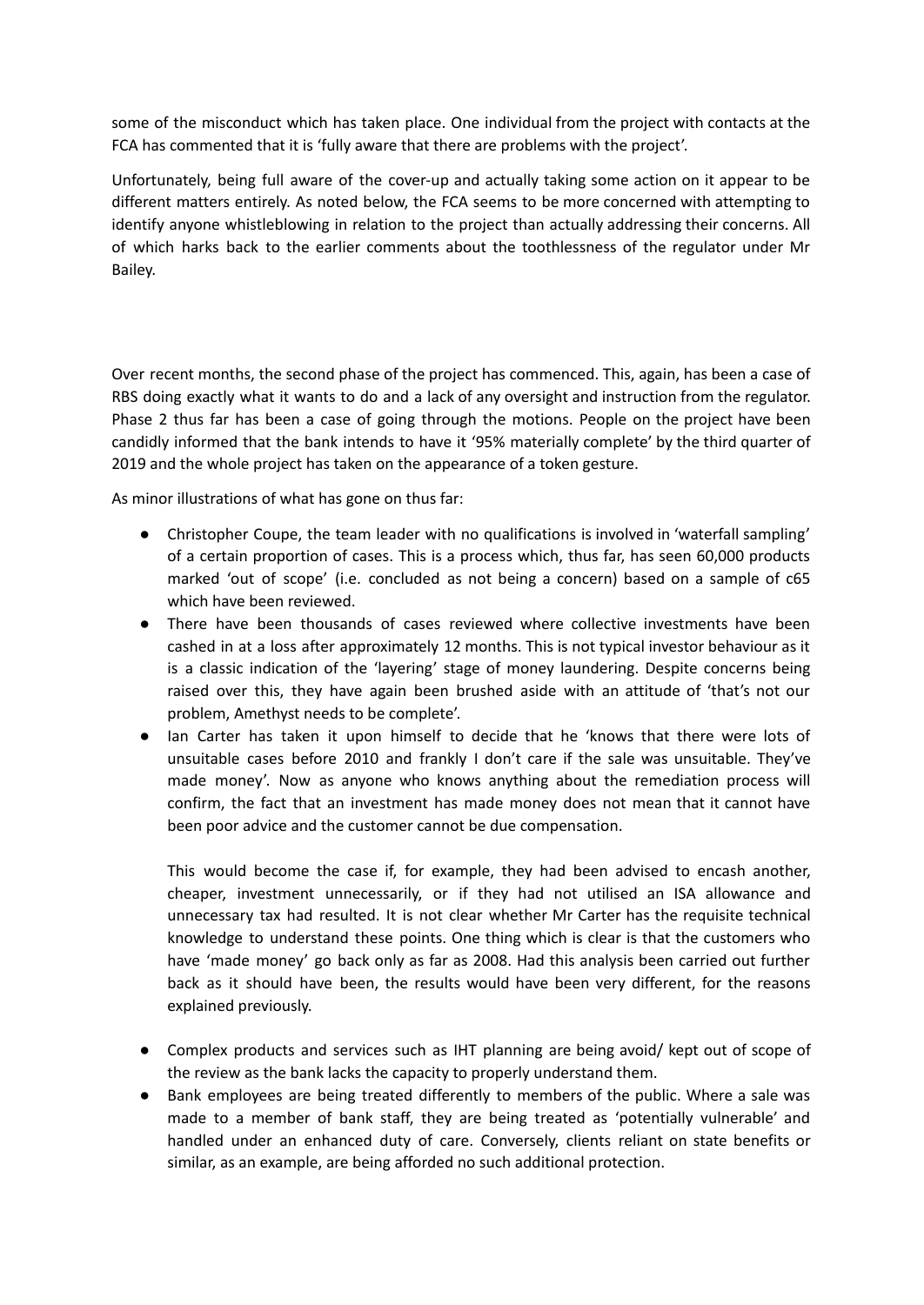some of the misconduct which has taken place. One individual from the project with contacts at the FCA has commented that it is 'fully aware that there are problems with the project'.

Unfortunately, being full aware of the cover-up and actually taking some action on it appear to be different matters entirely. As noted below, the FCA seems to be more concerned with attempting to identify anyone whistleblowing in relation to the project than actually addressing their concerns. All of which harks back to the earlier comments about the toothlessness of the regulator under Mr Bailey.

Over recent months, the second phase of the project has commenced. This, again, has been a case of RBS doing exactly what it wants to do and a lack of any oversight and instruction from the regulator. Phase 2 thus far has been a case of going through the motions. People on the project have been candidly informed that the bank intends to have it '95% materially complete' by the third quarter of 2019 and the whole project has taken on the appearance of a token gesture.

As minor illustrations of what has gone on thus far:

- Christopher Coupe, the team leader with no qualifications is involved in 'waterfall sampling' of a certain proportion of cases. This is a process which, thus far, has seen 60,000 products marked 'out of scope' (i.e. concluded as not being a concern) based on a sample of c65 which have been reviewed.
- There have been thousands of cases reviewed where collective investments have been cashed in at a loss after approximately 12 months. This is not typical investor behaviour as it is a classic indication of the 'layering' stage of money laundering. Despite concerns being raised over this, they have again been brushed aside with an attitude of 'that's not our problem, Amethyst needs to be complete'.
- Ian Carter has taken it upon himself to decide that he 'knows that there were lots of unsuitable cases before 2010 and frankly I don't care if the sale was unsuitable. They've made money'. Now as anyone who knows anything about the remediation process will confirm, the fact that an investment has made money does not mean that it cannot have been poor advice and the customer cannot be due compensation.

  This would become the case if, for example, they had been advised to encash another, cheaper, investment unnecessarily, or if they had not utilised an ISA allowance and unnecessary tax had resulted. It is not clear whether Mr Carter has the requisite technical knowledge to understand these points. One thing which is clear is that the customers who have 'made money' go back only as far as 2008. Had this analysis been carried out further back as it should have been, the results would have been very different, for the reasons explained previously.

- Complex products and services such as IHT planning are being avoid/ kept out of scope of the review as the bank lacks the capacity to properly understand them.
- Bank employees are being treated differently to members of the public. Where a sale was made to a member of bank staff, they are being treated as 'potentially vulnerable' and handled under an enhanced duty of care. Conversely, clients reliant on state benefits or similar, as an example, are being afforded no such additional protection.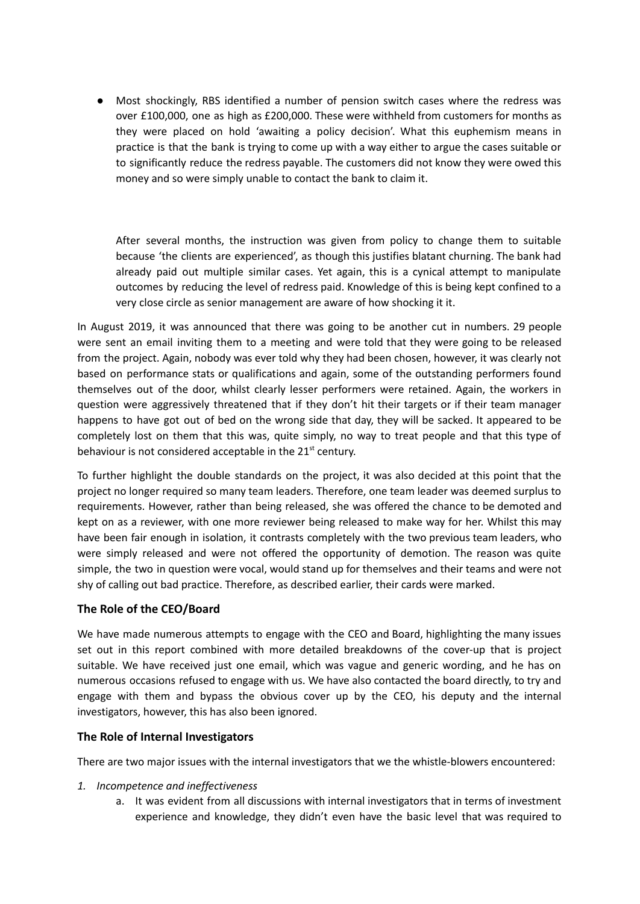- Most shockingly, RBS identified a number of pension switch cases where the redress was over £100,000, one as high as £200,000. These were withheld from customers for months as they were placed on hold 'awaiting a policy decision'. What this euphemism means in practice is that the bank is trying to come up with a way either to argue the cases suitable or to significantly reduce the redress payable. The customers did not know they were owed this money and so were simply unable to contact the bank to claim it.

  After several months, the instruction was given from policy to change them to suitable because 'the clients are experienced', as though this justifies blatant churning. The bank had already paid out multiple similar cases. Yet again, this is a cynical attempt to manipulate outcomes by reducing the level of redress paid. Knowledge of this is being kept confined to a very close circle as senior management are aware of how shocking it it.

In August 2019, it was announced that there was going to be another cut in numbers. 29 people were sent an email inviting them to a meeting and were told that they were going to be released from the project. Again, nobody was ever told why they had been chosen, however, it was clearly not based on performance stats or qualifications and again, some of the outstanding performers found themselves out of the door, whilst clearly lesser performers were retained. Again, the workers in question were aggressively threatened that if they don't hit their targets or if their team manager happens to have got out of bed on the wrong side that day, they will be sacked. It appeared to be completely lost on them that this was, quite simply, no way to treat people and that this type of behaviour is not considered acceptable in the 21st century.

To further highlight the double standards on the project, it was also decided at this point that the project no longer required so many team leaders. Therefore, one team leader was deemed surplus to requirements. However, rather than being released, she was offered the chance to be demoted and kept on as a reviewer, with one more reviewer being released to make way for her. Whilst this may have been fair enough in isolation, it contrasts completely with the two previous team leaders, who were simply released and were not offered the opportunity of demotion. The reason was quite simple, the two in question were vocal, would stand up for themselves and their teams and were not shy of calling out bad practice. Therefore, as described earlier, their cards were marked.

## The Role of the CEO/Board

We have made numerous attempts to engage with the CEO and Board, highlighting the many issues set out in this report combined with more detailed breakdowns of the cover-up that is project suitable. We have received just one email, which was vague and generic wording, and he has on numerous occasions refused to engage with us. We have also contacted the board directly, to try and engage with them and bypass the obvious cover up by the CEO, his deputy and the internal investigators, however, this has also been ignored.

## The Role of Internal Investigators

There are two major issues with the internal investigators that we the whistle-blowers encountered:

1. *Incompetence and ineffectiveness*
   a. It was evident from all discussions with internal investigators that in terms of investment experience and knowledge, they didn't even have the basic level that was required to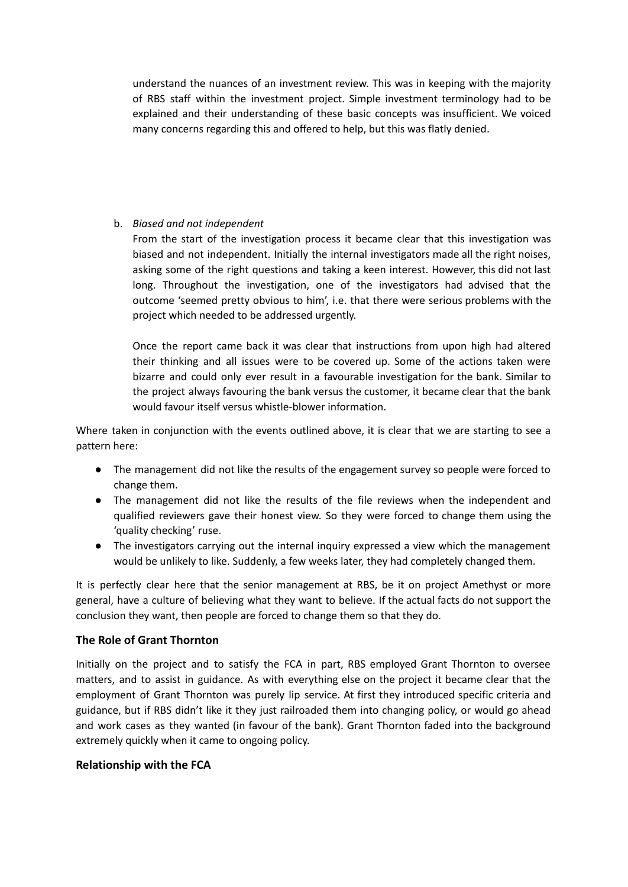understand the nuances of an investment review. This was in keeping with the majority of RBS staff within the investment project. Simple investment terminology had to be explained and their understanding of these basic concepts was insufficient. We voiced many concerns regarding this and offered to help, but this was flatly denied.

b. *Biased and not independent*

From the start of the investigation process it became clear that this investigation was biased and not independent. Initially the internal investigators made all the right noises, asking some of the right questions and taking a keen interest. However, this did not last long. Throughout the investigation, one of the investigators had advised that the outcome 'seemed pretty obvious to him', i.e. that there were serious problems with the project which needed to be addressed urgently.

Once the report came back it was clear that instructions from upon high had altered their thinking and all issues were to be covered up. Some of the actions taken were bizarre and could only ever result in a favourable investigation for the bank. Similar to the project always favouring the bank versus the customer, it became clear that the bank would favour itself versus whistle-blower information.

Where taken in conjunction with the events outlined above, it is clear that we are starting to see a pattern here:

- The management did not like the results of the engagement survey so people were forced to change them.
- The management did not like the results of the file reviews when the independent and qualified reviewers gave their honest view. So they were forced to change them using the 'quality checking' ruse.
- The investigators carrying out the internal inquiry expressed a view which the management would be unlikely to like. Suddenly, a few weeks later, they had completely changed them.

It is perfectly clear here that the senior management at RBS, be it on project Amethyst or more general, have a culture of believing what they want to believe. If the actual facts do not support the conclusion they want, then people are forced to change them so that they do.

### The Role of Grant Thornton

Initially on the project and to satisfy the FCA in part, RBS employed Grant Thornton to oversee matters, and to assist in guidance. As with everything else on the project it became clear that the employment of Grant Thornton was purely lip service. At first they introduced specific criteria and guidance, but if RBS didn't like it they just railroaded them into changing policy, or would go ahead and work cases as they wanted (in favour of the bank). Grant Thornton faded into the background extremely quickly when it came to ongoing policy.

### Relationship with the FCA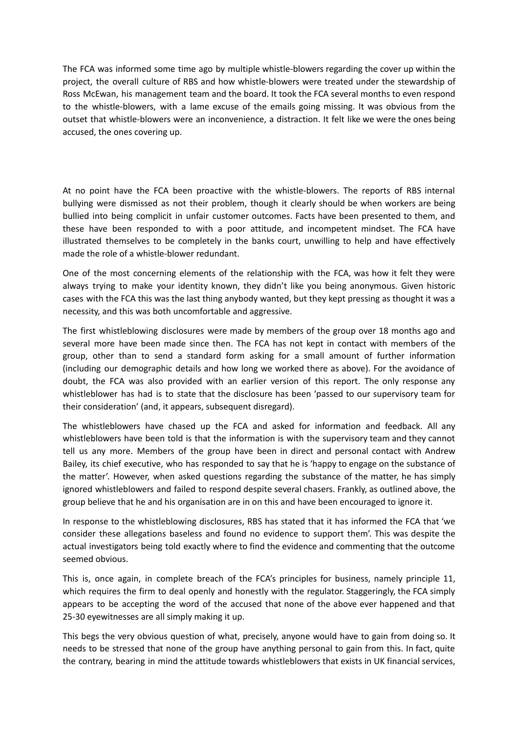The FCA was informed some time ago by multiple whistle-blowers regarding the cover up within the project, the overall culture of RBS and how whistle-blowers were treated under the stewardship of Ross McEwan, his management team and the board. It took the FCA several months to even respond to the whistle-blowers, with a lame excuse of the emails going missing. It was obvious from the outset that whistle-blowers were an inconvenience, a distraction. It felt like we were the ones being accused, the ones covering up.

At no point have the FCA been proactive with the whistle-blowers. The reports of RBS internal bullying were dismissed as not their problem, though it clearly should be when workers are being bullied into being complicit in unfair customer outcomes. Facts have been presented to them, and these have been responded to with a poor attitude, and incompetent mindset. The FCA have illustrated themselves to be completely in the banks court, unwilling to help and have effectively made the role of a whistle-blower redundant.

One of the most concerning elements of the relationship with the FCA, was how it felt they were always trying to make your identity known, they didn't like you being anonymous. Given historic cases with the FCA this was the last thing anybody wanted, but they kept pressing as thought it was a necessity, and this was both uncomfortable and aggressive.

The first whistleblowing disclosures were made by members of the group over 18 months ago and several more have been made since then. The FCA has not kept in contact with members of the group, other than to send a standard form asking for a small amount of further information (including our demographic details and how long we worked there as above). For the avoidance of doubt, the FCA was also provided with an earlier version of this report. The only response any whistleblower has had is to state that the disclosure has been 'passed to our supervisory team for their consideration' (and, it appears, subsequent disregard).

The whistleblowers have chased up the FCA and asked for information and feedback. All any whistleblowers have been told is that the information is with the supervisory team and they cannot tell us any more. Members of the group have been in direct and personal contact with Andrew Bailey, its chief executive, who has responded to say that he is 'happy to engage on the substance of the matter'. However, when asked questions regarding the substance of the matter, he has simply ignored whistleblowers and failed to respond despite several chasers. Frankly, as outlined above, the group believe that he and his organisation are in on this and have been encouraged to ignore it.

In response to the whistleblowing disclosures, RBS has stated that it has informed the FCA that 'we consider these allegations baseless and found no evidence to support them'. This was despite the actual investigators being told exactly where to find the evidence and commenting that the outcome seemed obvious.

This is, once again, in complete breach of the FCA's principles for business, namely principle 11, which requires the firm to deal openly and honestly with the regulator. Staggeringly, the FCA simply appears to be accepting the word of the accused that none of the above ever happened and that 25-30 eyewitnesses are all simply making it up.

This begs the very obvious question of what, precisely, anyone would have to gain from doing so. It needs to be stressed that none of the group have anything personal to gain from this. In fact, quite the contrary, bearing in mind the attitude towards whistleblowers that exists in UK financial services,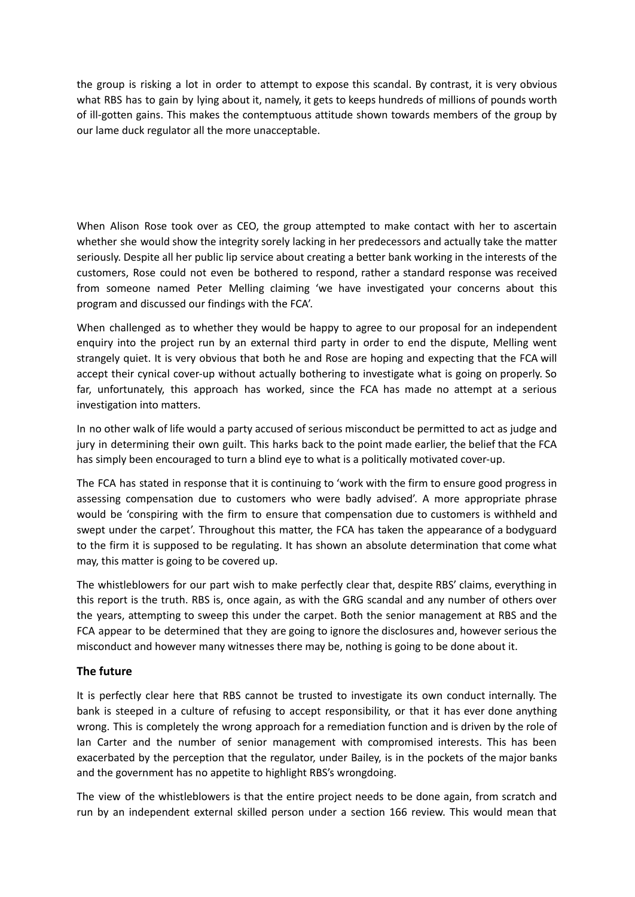the group is risking a lot in order to attempt to expose this scandal. By contrast, it is very obvious what RBS has to gain by lying about it, namely, it gets to keeps hundreds of millions of pounds worth of ill-gotten gains. This makes the contemptuous attitude shown towards members of the group by our lame duck regulator all the more unacceptable.

When Alison Rose took over as CEO, the group attempted to make contact with her to ascertain whether she would show the integrity sorely lacking in her predecessors and actually take the matter seriously. Despite all her public lip service about creating a better bank working in the interests of the customers, Rose could not even be bothered to respond, rather a standard response was received from someone named Peter Melling claiming 'we have investigated your concerns about this program and discussed our findings with the FCA'.

When challenged as to whether they would be happy to agree to our proposal for an independent enquiry into the project run by an external third party in order to end the dispute, Melling went strangely quiet. It is very obvious that both he and Rose are hoping and expecting that the FCA will accept their cynical cover-up without actually bothering to investigate what is going on properly. So far, unfortunately, this approach has worked, since the FCA has made no attempt at a serious investigation into matters.

In no other walk of life would a party accused of serious misconduct be permitted to act as judge and jury in determining their own guilt. This harks back to the point made earlier, the belief that the FCA has simply been encouraged to turn a blind eye to what is a politically motivated cover-up.

The FCA has stated in response that it is continuing to 'work with the firm to ensure good progress in assessing compensation due to customers who were badly advised'. A more appropriate phrase would be 'conspiring with the firm to ensure that compensation due to customers is withheld and swept under the carpet'. Throughout this matter, the FCA has taken the appearance of a bodyguard to the firm it is supposed to be regulating. It has shown an absolute determination that come what may, this matter is going to be covered up.

The whistleblowers for our part wish to make perfectly clear that, despite RBS' claims, everything in this report is the truth. RBS is, once again, as with the GRG scandal and any number of others over the years, attempting to sweep this under the carpet. Both the senior management at RBS and the FCA appear to be determined that they are going to ignore the disclosures and, however serious the misconduct and however many witnesses there may be, nothing is going to be done about it.

## The future

It is perfectly clear here that RBS cannot be trusted to investigate its own conduct internally. The bank is steeped in a culture of refusing to accept responsibility, or that it has ever done anything wrong. This is completely the wrong approach for a remediation function and is driven by the role of Ian Carter and the number of senior management with compromised interests. This has been exacerbated by the perception that the regulator, under Bailey, is in the pockets of the major banks and the government has no appetite to highlight RBS's wrongdoing.

The view of the whistleblowers is that the entire project needs to be done again, from scratch and run by an independent external skilled person under a section 166 review. This would mean that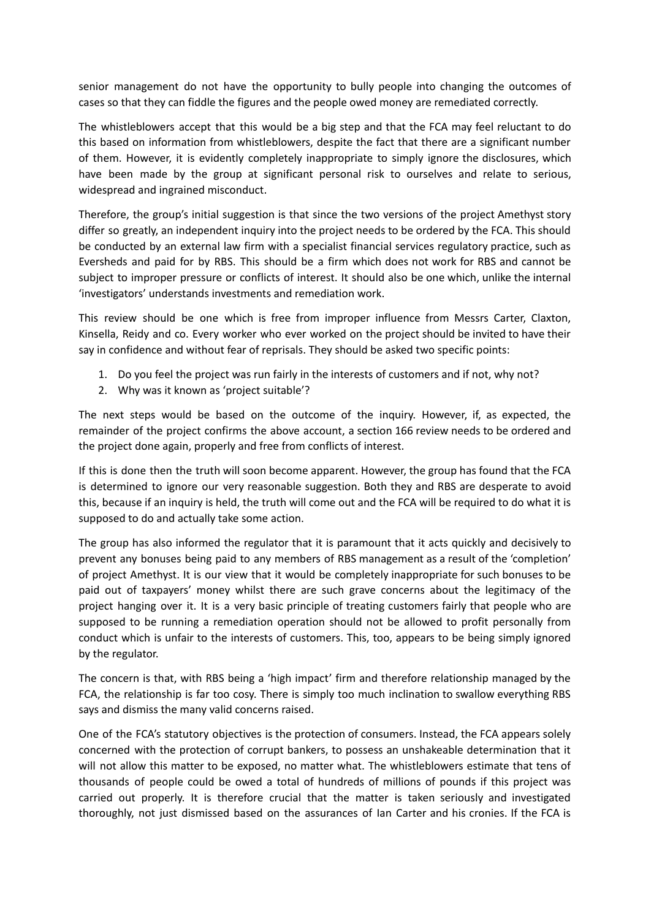senior management do not have the opportunity to bully people into changing the outcomes of cases so that they can fiddle the figures and the people owed money are remediated correctly.

The whistleblowers accept that this would be a big step and that the FCA may feel reluctant to do this based on information from whistleblowers, despite the fact that there are a significant number of them. However, it is evidently completely inappropriate to simply ignore the disclosures, which have been made by the group at significant personal risk to ourselves and relate to serious, widespread and ingrained misconduct.

Therefore, the group's initial suggestion is that since the two versions of the project Amethyst story differ so greatly, an independent inquiry into the project needs to be ordered by the FCA. This should be conducted by an external law firm with a specialist financial services regulatory practice, such as Eversheds and paid for by RBS. This should be a firm which does not work for RBS and cannot be subject to improper pressure or conflicts of interest. It should also be one which, unlike the internal 'investigators' understands investments and remediation work.

This review should be one which is free from improper influence from Messrs Carter, Claxton, Kinsella, Reidy and co. Every worker who ever worked on the project should be invited to have their say in confidence and without fear of reprisals. They should be asked two specific points:

1. Do you feel the project was run fairly in the interests of customers and if not, why not?
2. Why was it known as 'project suitable'?

The next steps would be based on the outcome of the inquiry. However, if, as expected, the remainder of the project confirms the above account, a section 166 review needs to be ordered and the project done again, properly and free from conflicts of interest.

If this is done then the truth will soon become apparent. However, the group has found that the FCA is determined to ignore our very reasonable suggestion. Both they and RBS are desperate to avoid this, because if an inquiry is held, the truth will come out and the FCA will be required to do what it is supposed to do and actually take some action.

The group has also informed the regulator that it is paramount that it acts quickly and decisively to prevent any bonuses being paid to any members of RBS management as a result of the 'completion' of project Amethyst. It is our view that it would be completely inappropriate for such bonuses to be paid out of taxpayers' money whilst there are such grave concerns about the legitimacy of the project hanging over it. It is a very basic principle of treating customers fairly that people who are supposed to be running a remediation operation should not be allowed to profit personally from conduct which is unfair to the interests of customers. This, too, appears to be being simply ignored by the regulator.

The concern is that, with RBS being a 'high impact' firm and therefore relationship managed by the FCA, the relationship is far too cosy. There is simply too much inclination to swallow everything RBS says and dismiss the many valid concerns raised.

One of the FCA's statutory objectives is the protection of consumers. Instead, the FCA appears solely concerned with the protection of corrupt bankers, to possess an unshakeable determination that it will not allow this matter to be exposed, no matter what. The whistleblowers estimate that tens of thousands of people could be owed a total of hundreds of millions of pounds if this project was carried out properly. It is therefore crucial that the matter is taken seriously and investigated thoroughly, not just dismissed based on the assurances of Ian Carter and his cronies. If the FCA is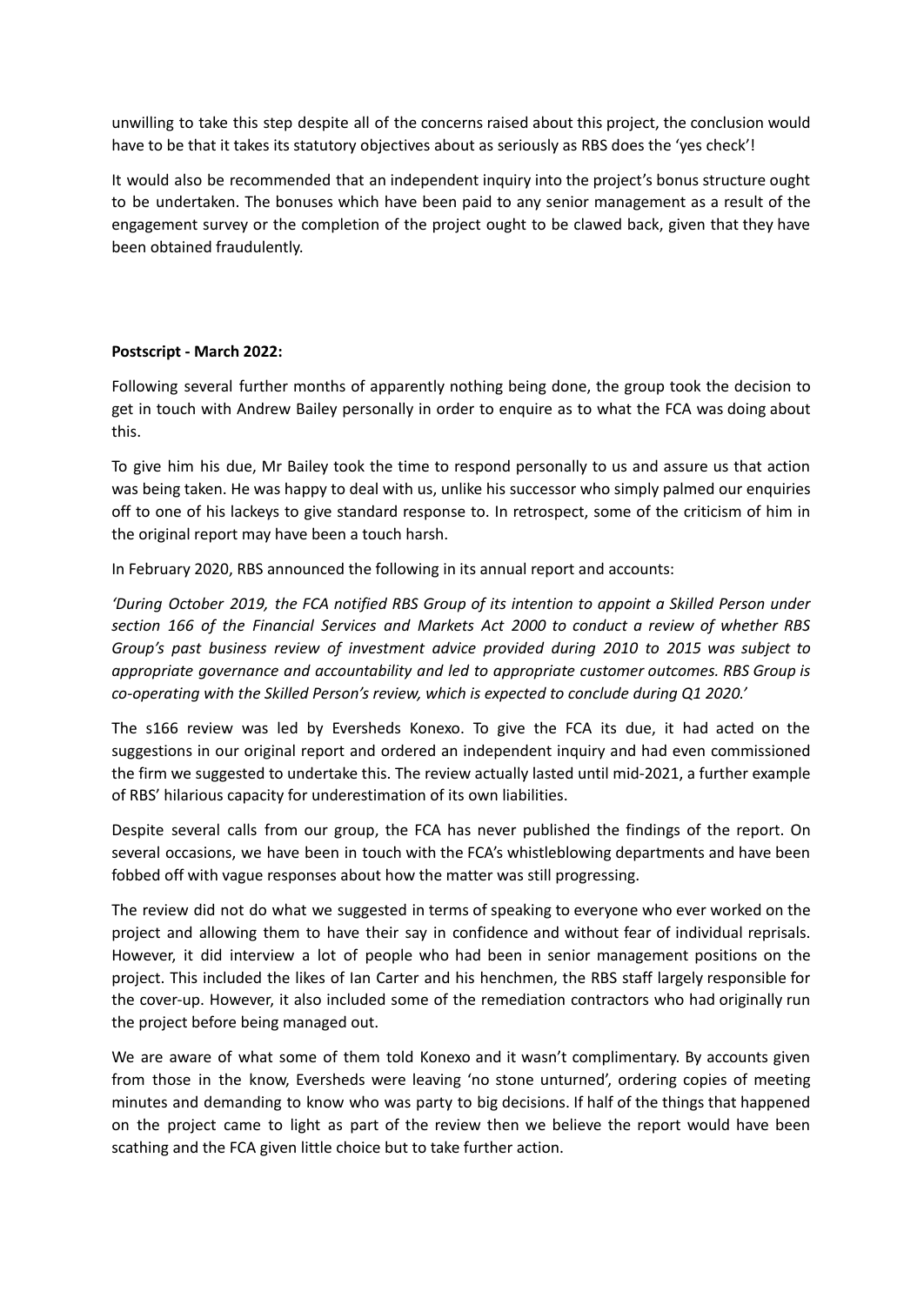unwilling to take this step despite all of the concerns raised about this project, the conclusion would have to be that it takes its statutory objectives about as seriously as RBS does the 'yes check'!

It would also be recommended that an independent inquiry into the project's bonus structure ought to be undertaken. The bonuses which have been paid to any senior management as a result of the engagement survey or the completion of the project ought to be clawed back, given that they have been obtained fraudulently.

**Postscript - March 2022:**

Following several further months of apparently nothing being done, the group took the decision to get in touch with Andrew Bailey personally in order to enquire as to what the FCA was doing about this.

To give him his due, Mr Bailey took the time to respond personally to us and assure us that action was being taken. He was happy to deal with us, unlike his successor who simply palmed our enquiries off to one of his lackeys to give standard response to. In retrospect, some of the criticism of him in the original report may have been a touch harsh.

In February 2020, RBS announced the following in its annual report and accounts:

*'During October 2019, the FCA notified RBS Group of its intention to appoint a Skilled Person under section 166 of the Financial Services and Markets Act 2000 to conduct a review of whether RBS Group's past business review of investment advice provided during 2010 to 2015 was subject to appropriate governance and accountability and led to appropriate customer outcomes. RBS Group is co-operating with the Skilled Person's review, which is expected to conclude during Q1 2020.'*

The s166 review was led by Eversheds Konexo. To give the FCA its due, it had acted on the suggestions in our original report and ordered an independent inquiry and had even commissioned the firm we suggested to undertake this. The review actually lasted until mid-2021, a further example of RBS' hilarious capacity for underestimation of its own liabilities.

Despite several calls from our group, the FCA has never published the findings of the report. On several occasions, we have been in touch with the FCA's whistleblowing departments and have been fobbed off with vague responses about how the matter was still progressing.

The review did not do what we suggested in terms of speaking to everyone who ever worked on the project and allowing them to have their say in confidence and without fear of individual reprisals. However, it did interview a lot of people who had been in senior management positions on the project. This included the likes of Ian Carter and his henchmen, the RBS staff largely responsible for the cover-up. However, it also included some of the remediation contractors who had originally run the project before being managed out.

We are aware of what some of them told Konexo and it wasn't complimentary. By accounts given from those in the know, Eversheds were leaving 'no stone unturned', ordering copies of meeting minutes and demanding to know who was party to big decisions. If half of the things that happened on the project came to light as part of the review then we believe the report would have been scathing and the FCA given little choice but to take further action.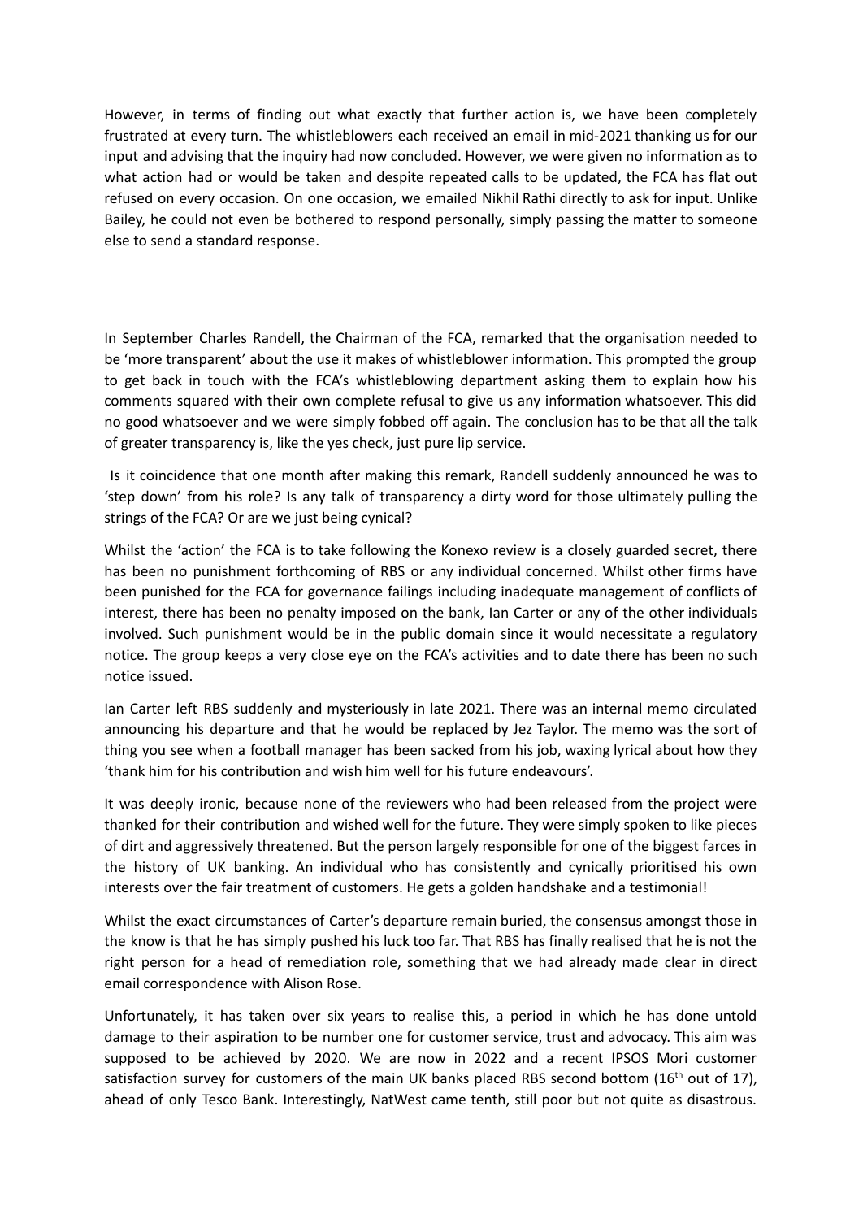However, in terms of finding out what exactly that further action is, we have been completely frustrated at every turn. The whistleblowers each received an email in mid-2021 thanking us for our input and advising that the inquiry had now concluded. However, we were given no information as to what action had or would be taken and despite repeated calls to be updated, the FCA has flat out refused on every occasion. On one occasion, we emailed Nikhil Rathi directly to ask for input. Unlike Bailey, he could not even be bothered to respond personally, simply passing the matter to someone else to send a standard response.

In September Charles Randell, the Chairman of the FCA, remarked that the organisation needed to be 'more transparent' about the use it makes of whistleblower information. This prompted the group to get back in touch with the FCA's whistleblowing department asking them to explain how his comments squared with their own complete refusal to give us any information whatsoever. This did no good whatsoever and we were simply fobbed off again. The conclusion has to be that all the talk of greater transparency is, like the yes check, just pure lip service.

Is it coincidence that one month after making this remark, Randell suddenly announced he was to 'step down' from his role? Is any talk of transparency a dirty word for those ultimately pulling the strings of the FCA? Or are we just being cynical?

Whilst the 'action' the FCA is to take following the Konexo review is a closely guarded secret, there has been no punishment forthcoming of RBS or any individual concerned. Whilst other firms have been punished for the FCA for governance failings including inadequate management of conflicts of interest, there has been no penalty imposed on the bank, Ian Carter or any of the other individuals involved. Such punishment would be in the public domain since it would necessitate a regulatory notice. The group keeps a very close eye on the FCA's activities and to date there has been no such notice issued.

Ian Carter left RBS suddenly and mysteriously in late 2021. There was an internal memo circulated announcing his departure and that he would be replaced by Jez Taylor. The memo was the sort of thing you see when a football manager has been sacked from his job, waxing lyrical about how they 'thank him for his contribution and wish him well for his future endeavours'.

It was deeply ironic, because none of the reviewers who had been released from the project were thanked for their contribution and wished well for the future. They were simply spoken to like pieces of dirt and aggressively threatened. But the person largely responsible for one of the biggest farces in the history of UK banking. An individual who has consistently and cynically prioritised his own interests over the fair treatment of customers. He gets a golden handshake and a testimonial!

Whilst the exact circumstances of Carter's departure remain buried, the consensus amongst those in the know is that he has simply pushed his luck too far. That RBS has finally realised that he is not the right person for a head of remediation role, something that we had already made clear in direct email correspondence with Alison Rose.

Unfortunately, it has taken over six years to realise this, a period in which he has done untold damage to their aspiration to be number one for customer service, trust and advocacy. This aim was supposed to be achieved by 2020. We are now in 2022 and a recent IPSOS Mori customer satisfaction survey for customers of the main UK banks placed RBS second bottom (16th out of 17), ahead of only Tesco Bank. Interestingly, NatWest came tenth, still poor but not quite as disastrous.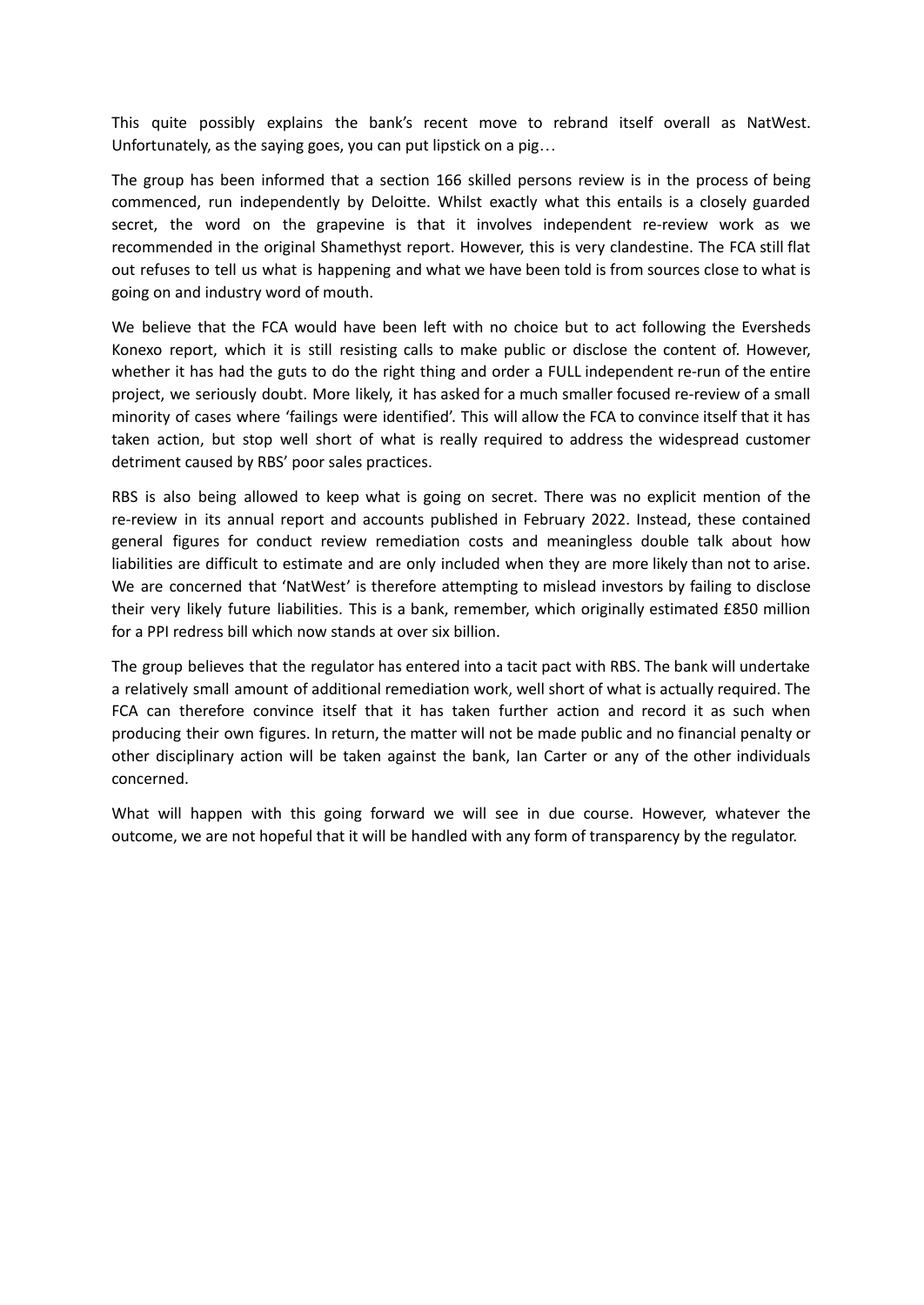This quite possibly explains the bank's recent move to rebrand itself overall as NatWest. Unfortunately, as the saying goes, you can put lipstick on a pig…

The group has been informed that a section 166 skilled persons review is in the process of being commenced, run independently by Deloitte. Whilst exactly what this entails is a closely guarded secret, the word on the grapevine is that it involves independent re-review work as we recommended in the original Shamethyst report. However, this is very clandestine. The FCA still flat out refuses to tell us what is happening and what we have been told is from sources close to what is going on and industry word of mouth.

We believe that the FCA would have been left with no choice but to act following the Eversheds Konexo report, which it is still resisting calls to make public or disclose the content of. However, whether it has had the guts to do the right thing and order a FULL independent re-run of the entire project, we seriously doubt. More likely, it has asked for a much smaller focused re-review of a small minority of cases where 'failings were identified'. This will allow the FCA to convince itself that it has taken action, but stop well short of what is really required to address the widespread customer detriment caused by RBS' poor sales practices.

RBS is also being allowed to keep what is going on secret. There was no explicit mention of the re-review in its annual report and accounts published in February 2022. Instead, these contained general figures for conduct review remediation costs and meaningless double talk about how liabilities are difficult to estimate and are only included when they are more likely than not to arise. We are concerned that 'NatWest' is therefore attempting to mislead investors by failing to disclose their very likely future liabilities. This is a bank, remember, which originally estimated £850 million for a PPI redress bill which now stands at over six billion.

The group believes that the regulator has entered into a tacit pact with RBS. The bank will undertake a relatively small amount of additional remediation work, well short of what is actually required. The FCA can therefore convince itself that it has taken further action and record it as such when producing their own figures. In return, the matter will not be made public and no financial penalty or other disciplinary action will be taken against the bank, Ian Carter or any of the other individuals concerned.

What will happen with this going forward we will see in due course. However, whatever the outcome, we are not hopeful that it will be handled with any form of transparency by the regulator.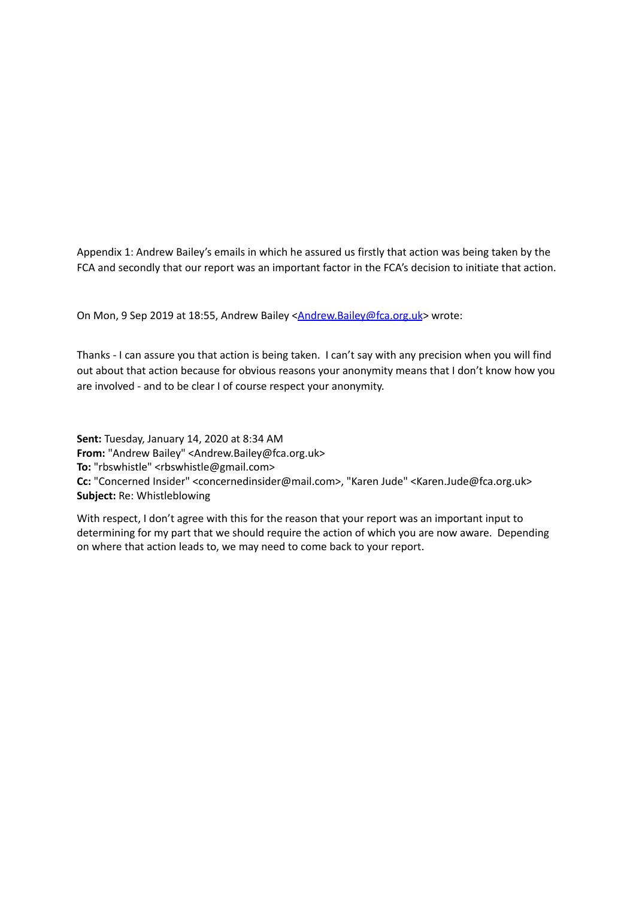Appendix 1: Andrew Bailey's emails in which he assured us firstly that action was being taken by the FCA and secondly that our report was an important factor in the FCA's decision to initiate that action.

On Mon, 9 Sep 2019 at 18:55, Andrew Bailey <Andrew.Bailey@fca.org.uk> wrote:

Thanks - I can assure you that action is being taken.  I can't say with any precision when you will find out about that action because for obvious reasons your anonymity means that I don't know how you are involved - and to be clear I of course respect your anonymity.

**Sent:** Tuesday, January 14, 2020 at 8:34 AM
**From:** "Andrew Bailey" <Andrew.Bailey@fca.org.uk>
**To:** "rbswhistle" <rbswhistle@gmail.com>
**Cc:** "Concerned Insider" <concernedinsider@mail.com>, "Karen Jude" <Karen.Jude@fca.org.uk>
**Subject:** Re: Whistleblowing

With respect, I don't agree with this for the reason that your report was an important input to determining for my part that we should require the action of which you are now aware.  Depending on where that action leads to, we may need to come back to your report.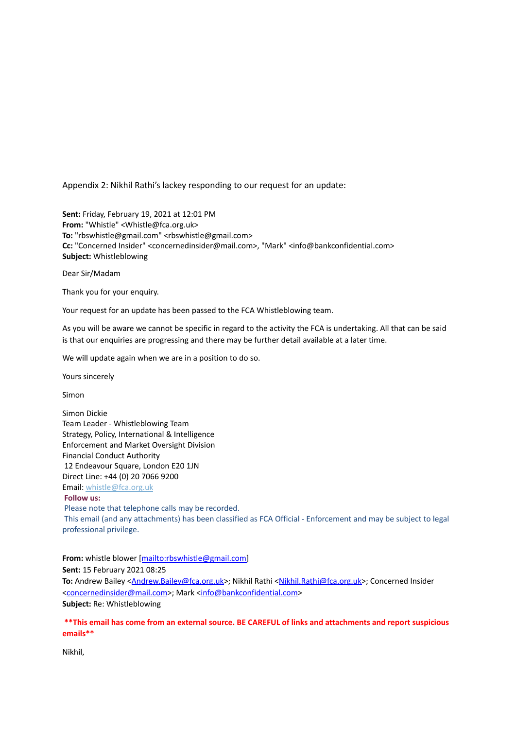Appendix 2: Nikhil Rathi's lackey responding to our request for an update:

**Sent:** Friday, February 19, 2021 at 12:01 PM
**From:** "Whistle" <Whistle@fca.org.uk>
**To:** "rbswhistle@gmail.com" <rbswhistle@gmail.com>
**Cc:** "Concerned Insider" <concernedinsider@mail.com>, "Mark" <info@bankconfidential.com>
**Subject:** Whistleblowing

Dear Sir/Madam

Thank you for your enquiry.

Your request for an update has been passed to the FCA Whistleblowing team.

As you will be aware we cannot be specific in regard to the activity the FCA is undertaking. All that can be said is that our enquiries are progressing and there may be further detail available at a later time.

We will update again when we are in a position to do so.

Yours sincerely

Simon

Simon Dickie
Team Leader - Whistleblowing Team
Strategy, Policy, International & Intelligence
Enforcement and Market Oversight Division
Financial Conduct Authority
12 Endeavour Square, London E20 1JN
Direct Line: +44 (0) 20 7066 9200
Email: whistle@fca.org.uk
**Follow us:**
Please note that telephone calls may be recorded.
This email (and any attachments) has been classified as FCA Official - Enforcement and may be subject to legal professional privilege.

**From:** whistle blower [mailto:rbswhistle@gmail.com]
**Sent:** 15 February 2021 08:25
**To:** Andrew Bailey <Andrew.Bailey@fca.org.uk>; Nikhil Rathi <Nikhil.Rathi@fca.org.uk>; Concerned Insider <concernedinsider@mail.com>; Mark <info@bankconfidential.com>
**Subject:** Re: Whistleblowing

**\*\*This email has come from an external source. BE CAREFUL of links and attachments and report suspicious emails\*\***

Nikhil,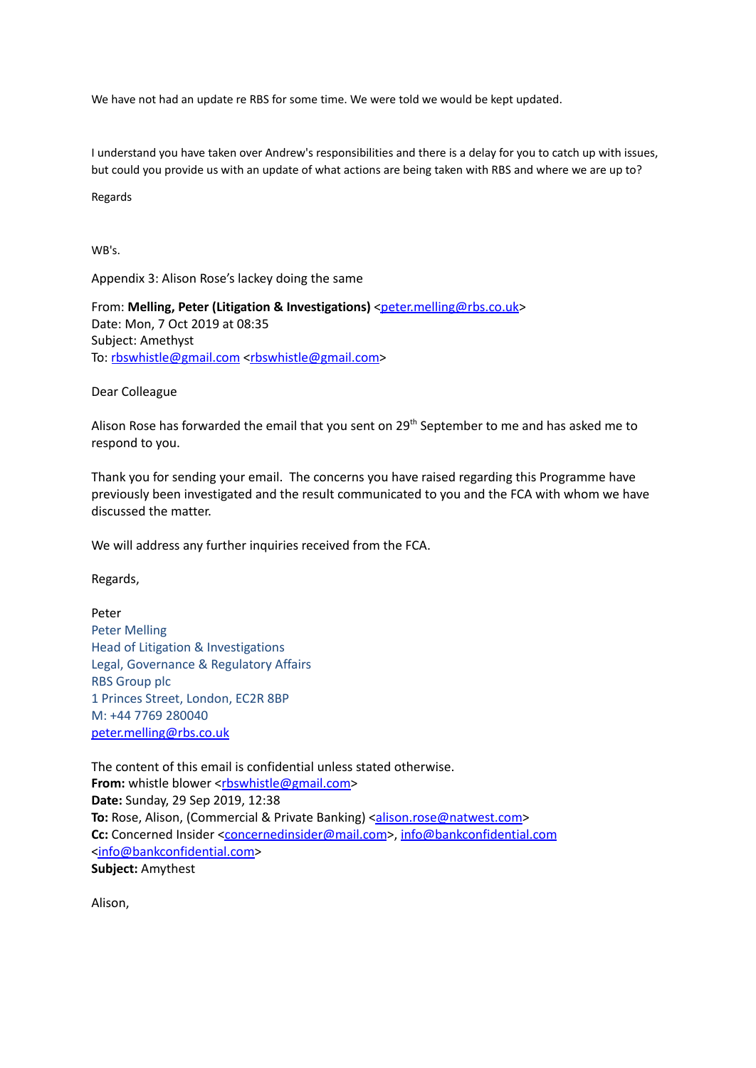We have not had an update re RBS for some time. We were told we would be kept updated.

I understand you have taken over Andrew's responsibilities and there is a delay for you to catch up with issues, but could you provide us with an update of what actions are being taken with RBS and where we are up to?

Regards

WB's.

Appendix 3: Alison Rose's lackey doing the same

From: **Melling, Peter (Litigation & Investigations)** <peter.melling@rbs.co.uk>
Date: Mon, 7 Oct 2019 at 08:35
Subject: Amethyst
To: rbswhistle@gmail.com <rbswhistle@gmail.com>

Dear Colleague

Alison Rose has forwarded the email that you sent on 29th September to me and has asked me to respond to you.

Thank you for sending your email. The concerns you have raised regarding this Programme have previously been investigated and the result communicated to you and the FCA with whom we have discussed the matter.

We will address any further inquiries received from the FCA.

Regards,

Peter
Peter Melling
Head of Litigation & Investigations
Legal, Governance & Regulatory Affairs
RBS Group plc
1 Princes Street, London, EC2R 8BP
M: +44 7769 280040
peter.melling@rbs.co.uk

The content of this email is confidential unless stated otherwise.
**From:** whistle blower <rbswhistle@gmail.com>
**Date:** Sunday, 29 Sep 2019, 12:38
**To:** Rose, Alison, (Commercial & Private Banking) <alison.rose@natwest.com>
**Cc:** Concerned Insider <concernedinsider@mail.com>, info@bankconfidential.com <info@bankconfidential.com>
**Subject:** Amythest

Alison,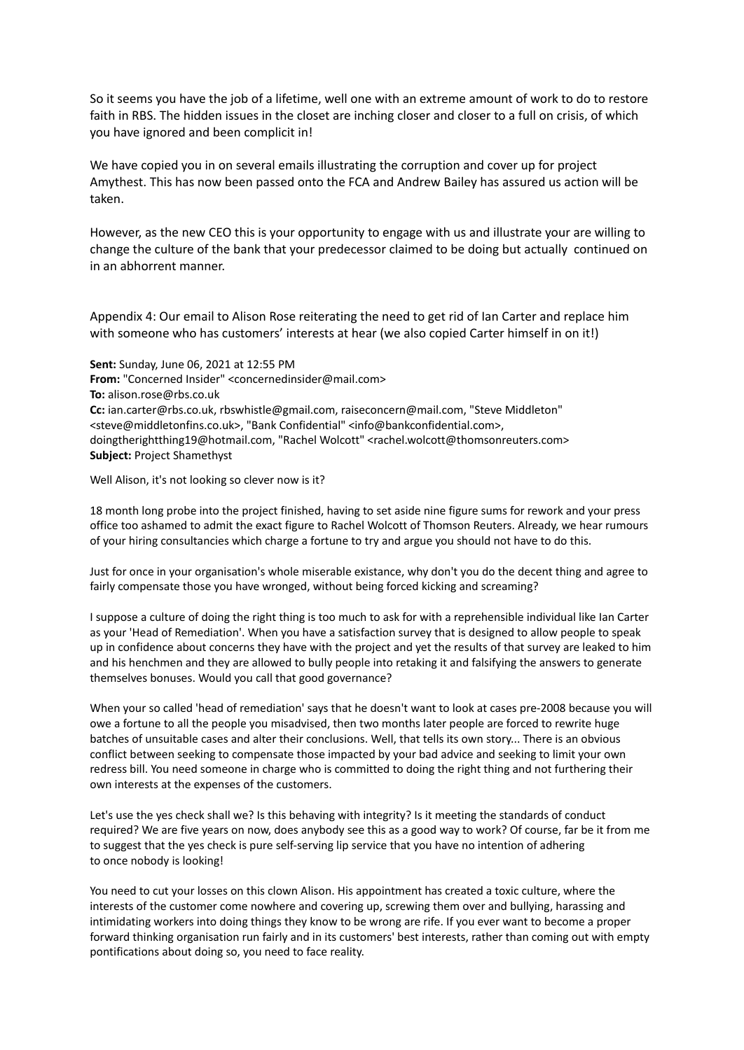So it seems you have the job of a lifetime, well one with an extreme amount of work to do to restore faith in RBS. The hidden issues in the closet are inching closer and closer to a full on crisis, of which you have ignored and been complicit in!

We have copied you in on several emails illustrating the corruption and cover up for project Amythest. This has now been passed onto the FCA and Andrew Bailey has assured us action will be taken.

However, as the new CEO this is your opportunity to engage with us and illustrate your are willing to change the culture of the bank that your predecessor claimed to be doing but actually continued on in an abhorrent manner.

Appendix 4: Our email to Alison Rose reiterating the need to get rid of Ian Carter and replace him with someone who has customers' interests at hear (we also copied Carter himself in on it!)

**Sent:** Sunday, June 06, 2021 at 12:55 PM
**From:** "Concerned Insider" <concernedinsider@mail.com>
**To:** alison.rose@rbs.co.uk
**Cc:** ian.carter@rbs.co.uk, rbswhistle@gmail.com, raiseconcern@mail.com, "Steve Middleton" <steve@middletonfins.co.uk>, "Bank Confidential" <info@bankconfidential.com>, doingtherightthing19@hotmail.com, "Rachel Wolcott" <rachel.wolcott@thomsonreuters.com>
**Subject:** Project Shamethyst

Well Alison, it's not looking so clever now is it?

18 month long probe into the project finished, having to set aside nine figure sums for rework and your press office too ashamed to admit the exact figure to Rachel Wolcott of Thomson Reuters. Already, we hear rumours of your hiring consultancies which charge a fortune to try and argue you should not have to do this.

Just for once in your organisation's whole miserable existance, why don't you do the decent thing and agree to fairly compensate those you have wronged, without being forced kicking and screaming?

I suppose a culture of doing the right thing is too much to ask for with a reprehensible individual like Ian Carter as your 'Head of Remediation'. When you have a satisfaction survey that is designed to allow people to speak up in confidence about concerns they have with the project and yet the results of that survey are leaked to him and his henchmen and they are allowed to bully people into retaking it and falsifying the answers to generate themselves bonuses. Would you call that good governance?

When your so called 'head of remediation' says that he doesn't want to look at cases pre-2008 because you will owe a fortune to all the people you misadvised, then two months later people are forced to rewrite huge batches of unsuitable cases and alter their conclusions. Well, that tells its own story... There is an obvious conflict between seeking to compensate those impacted by your bad advice and seeking to limit your own redress bill. You need someone in charge who is committed to doing the right thing and not furthering their own interests at the expenses of the customers.

Let's use the yes check shall we? Is this behaving with integrity? Is it meeting the standards of conduct required? We are five years on now, does anybody see this as a good way to work? Of course, far be it from me to suggest that the yes check is pure self-serving lip service that you have no intention of adhering to once nobody is looking!

You need to cut your losses on this clown Alison. His appointment has created a toxic culture, where the interests of the customer come nowhere and covering up, screwing them over and bullying, harassing and intimidating workers into doing things they know to be wrong are rife. If you ever want to become a proper forward thinking organisation run fairly and in its customers' best interests, rather than coming out with empty pontifications about doing so, you need to face reality.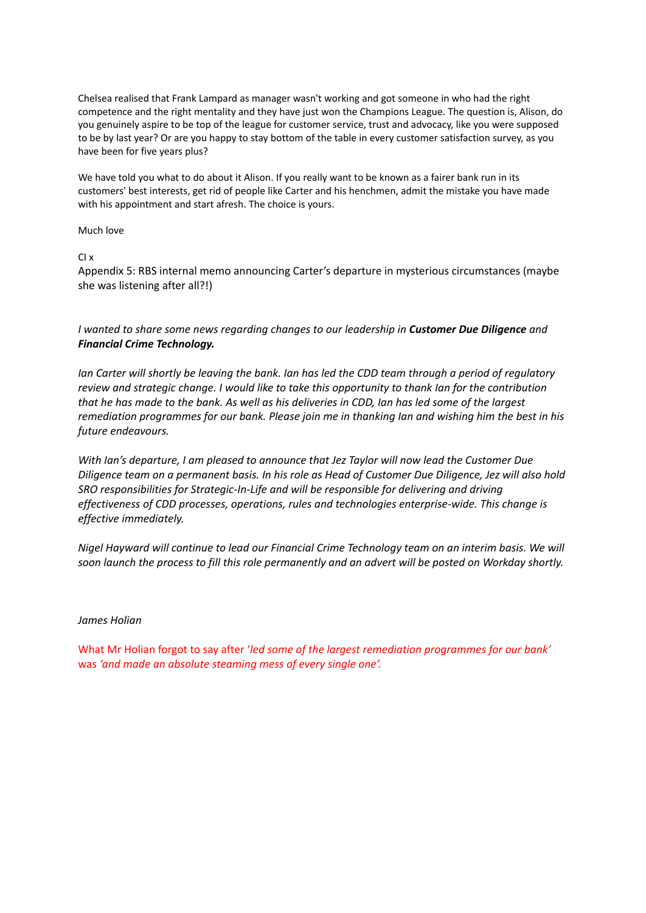Chelsea realised that Frank Lampard as manager wasn't working and got someone in who had the right competence and the right mentality and they have just won the Champions League. The question is, Alison, do you genuinely aspire to be top of the league for customer service, trust and advocacy, like you were supposed to be by last year? Or are you happy to stay bottom of the table in every customer satisfaction survey, as you have been for five years plus?

We have told you what to do about it Alison. If you really want to be known as a fairer bank run in its customers' best interests, get rid of people like Carter and his henchmen, admit the mistake you have made with his appointment and start afresh. The choice is yours.

Much love

CI x

Appendix 5: RBS internal memo announcing Carter's departure in mysterious circumstances (maybe she was listening after all?!)

*I wanted to share some news regarding changes to our leadership in **Customer Due Diligence** and **Financial Crime Technology.***

*Ian Carter will shortly be leaving the bank. Ian has led the CDD team through a period of regulatory review and strategic change. I would like to take this opportunity to thank Ian for the contribution that he has made to the bank. As well as his deliveries in CDD, Ian has led some of the largest remediation programmes for our bank. Please join me in thanking Ian and wishing him the best in his future endeavours.*

*With Ian's departure, I am pleased to announce that Jez Taylor will now lead the Customer Due Diligence team on a permanent basis. In his role as Head of Customer Due Diligence, Jez will also hold SRO responsibilities for Strategic-In-Life and will be responsible for delivering and driving effectiveness of CDD processes, operations, rules and technologies enterprise-wide. This change is effective immediately.*

*Nigel Hayward will continue to lead our Financial Crime Technology team on an interim basis. We will soon launch the process to fill this role permanently and an advert will be posted on Workday shortly.*

*James Holian*

What Mr Holian forgot to say after '*led some of the largest remediation programmes for our bank*' was *'and made an absolute steaming mess of every single one'.*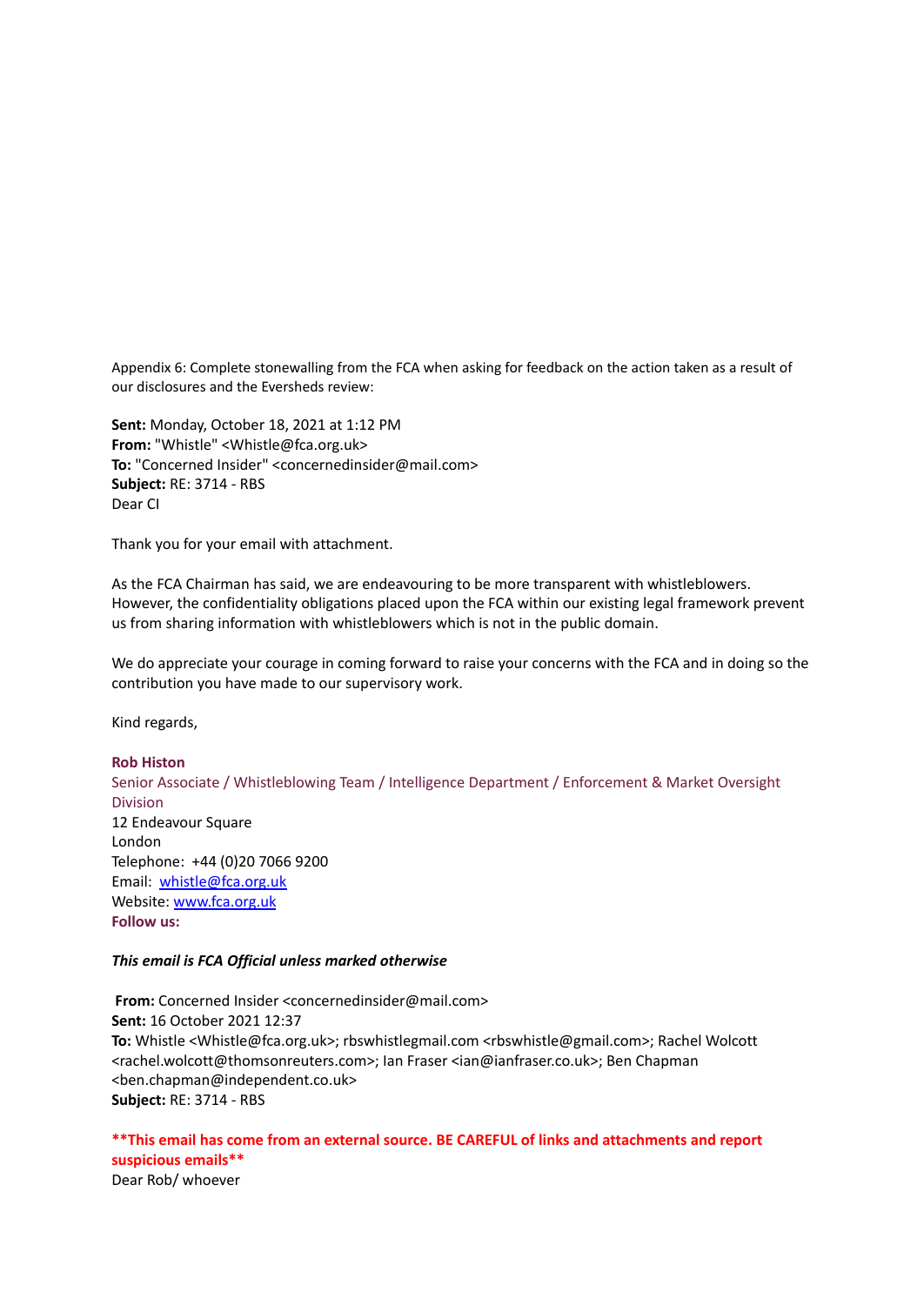Appendix 6: Complete stonewalling from the FCA when asking for feedback on the action taken as a result of our disclosures and the Eversheds review:

**Sent:** Monday, October 18, 2021 at 1:12 PM
**From:** "Whistle" <Whistle@fca.org.uk>
**To:** "Concerned Insider" <concernedinsider@mail.com>
**Subject:** RE: 3714 - RBS
Dear CI

Thank you for your email with attachment.

As the FCA Chairman has said, we are endeavouring to be more transparent with whistleblowers. However, the confidentiality obligations placed upon the FCA within our existing legal framework prevent us from sharing information with whistleblowers which is not in the public domain.

We do appreciate your courage in coming forward to raise your concerns with the FCA and in doing so the contribution you have made to our supervisory work.

Kind regards,

**Rob Histon**
Senior Associate / Whistleblowing Team / Intelligence Department / Enforcement & Market Oversight Division
12 Endeavour Square
London
Telephone: +44 (0)20 7066 9200
Email: whistle@fca.org.uk
Website: www.fca.org.uk
**Follow us:**

***This email is FCA Official unless marked otherwise***

**From:** Concerned Insider <concernedinsider@mail.com>
**Sent:** 16 October 2021 12:37
**To:** Whistle <Whistle@fca.org.uk>; rbswhistlegmail.com <rbswhistle@gmail.com>; Rachel Wolcott <rachel.wolcott@thomsonreuters.com>; Ian Fraser <ian@ianfraser.co.uk>; Ben Chapman <ben.chapman@independent.co.uk>
**Subject:** RE: 3714 - RBS

****This email has come from an external source. BE CAREFUL of links and attachments and report suspicious emails****
Dear Rob/ whoever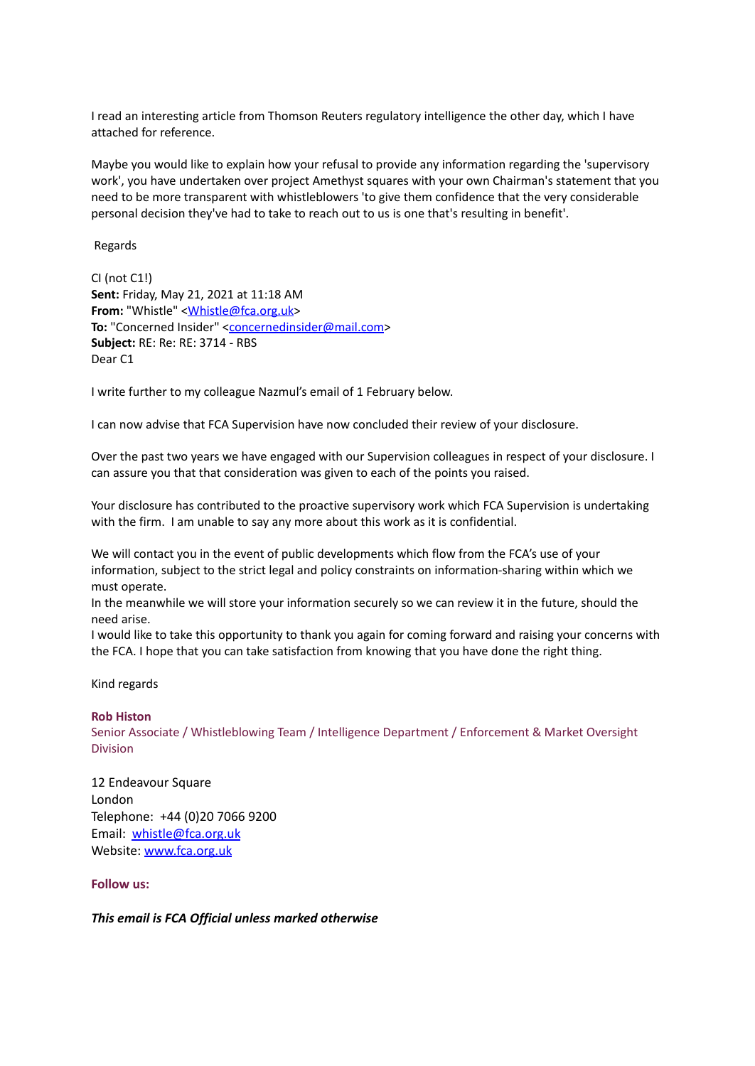I read an interesting article from Thomson Reuters regulatory intelligence the other day, which I have attached for reference.

Maybe you would like to explain how your refusal to provide any information regarding the 'supervisory work', you have undertaken over project Amethyst squares with your own Chairman's statement that you need to be more transparent with whistleblowers 'to give them confidence that the very considerable personal decision they've had to take to reach out to us is one that's resulting in benefit'.

Regards

CI (not C1!)
**Sent:** Friday, May 21, 2021 at 11:18 AM
**From:** "Whistle" <Whistle@fca.org.uk>
**To:** "Concerned Insider" <concernedinsider@mail.com>
**Subject:** RE: Re: RE: 3714 - RBS
Dear C1

I write further to my colleague Nazmul's email of 1 February below.

I can now advise that FCA Supervision have now concluded their review of your disclosure.

Over the past two years we have engaged with our Supervision colleagues in respect of your disclosure. I can assure you that that consideration was given to each of the points you raised.

Your disclosure has contributed to the proactive supervisory work which FCA Supervision is undertaking with the firm. I am unable to say any more about this work as it is confidential.

We will contact you in the event of public developments which flow from the FCA's use of your information, subject to the strict legal and policy constraints on information-sharing within which we must operate.
In the meanwhile we will store your information securely so we can review it in the future, should the need arise.
I would like to take this opportunity to thank you again for coming forward and raising your concerns with the FCA. I hope that you can take satisfaction from knowing that you have done the right thing.

Kind regards

**Rob Histon**
Senior Associate / Whistleblowing Team / Intelligence Department / Enforcement & Market Oversight Division

12 Endeavour Square
London
Telephone: +44 (0)20 7066 9200
Email: whistle@fca.org.uk
Website: www.fca.org.uk

**Follow us:**

***This email is FCA Official unless marked otherwise***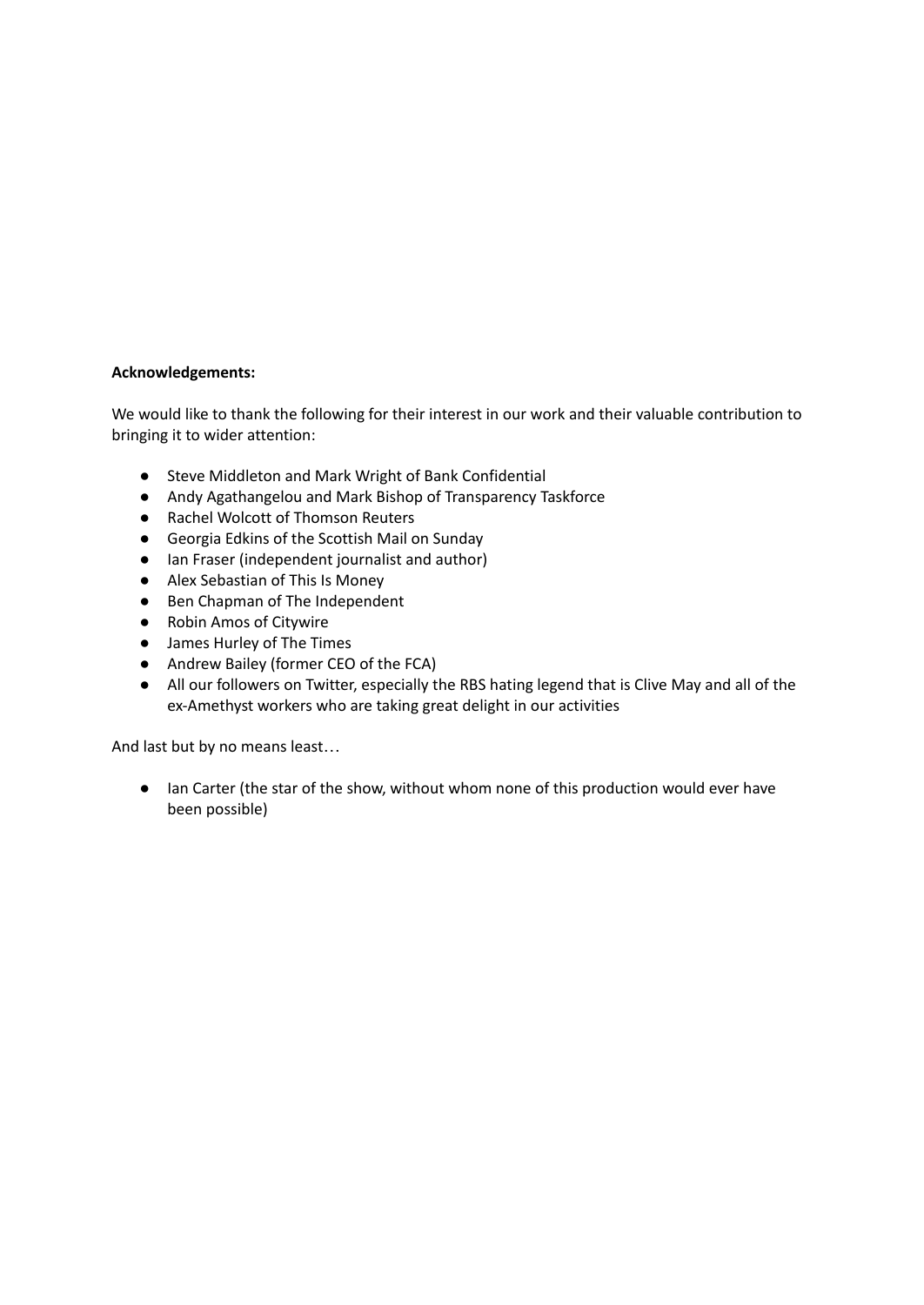**Acknowledgements:**

We would like to thank the following for their interest in our work and their valuable contribution to bringing it to wider attention:

- Steve Middleton and Mark Wright of Bank Confidential
- Andy Agathangelou and Mark Bishop of Transparency Taskforce
- Rachel Wolcott of Thomson Reuters
- Georgia Edkins of the Scottish Mail on Sunday
- Ian Fraser (independent journalist and author)
- Alex Sebastian of This Is Money
- Ben Chapman of The Independent
- Robin Amos of Citywire
- James Hurley of The Times
- Andrew Bailey (former CEO of the FCA)
- All our followers on Twitter, especially the RBS hating legend that is Clive May and all of the ex-Amethyst workers who are taking great delight in our activities

And last but by no means least…

- Ian Carter (the star of the show, without whom none of this production would ever have been possible)